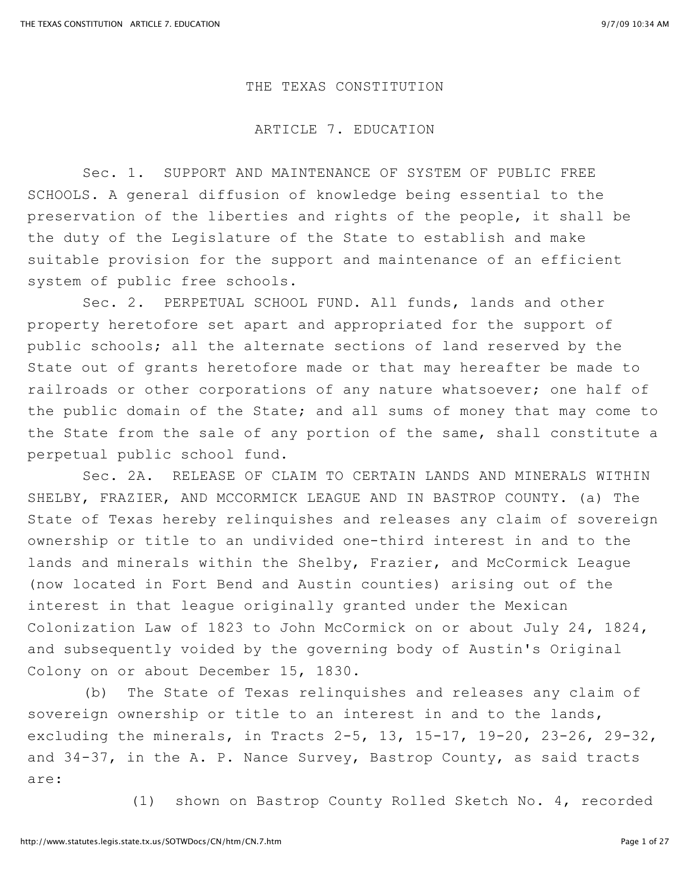# THE TEXAS CONSTITUTION

## ARTICLE 7. EDUCATION

Sec. 1. SUPPORT AND MAINTENANCE OF SYSTEM OF PUBLIC FREE SCHOOLS. A general diffusion of knowledge being essential to the preservation of the liberties and rights of the people, it shall be the duty of the Legislature of the State to establish and make suitable provision for the support and maintenance of an efficient system of public free schools.

Sec. 2. PERPETUAL SCHOOL FUND. All funds, lands and other property heretofore set apart and appropriated for the support of public schools; all the alternate sections of land reserved by the State out of grants heretofore made or that may hereafter be made to railroads or other corporations of any nature whatsoever; one half of the public domain of the State; and all sums of money that may come to the State from the sale of any portion of the same, shall constitute a perpetual public school fund.

Sec. 2A. RELEASE OF CLAIM TO CERTAIN LANDS AND MINERALS WITHIN SHELBY, FRAZIER, AND MCCORMICK LEAGUE AND IN BASTROP COUNTY. (a) The State of Texas hereby relinquishes and releases any claim of sovereign ownership or title to an undivided one-third interest in and to the lands and minerals within the Shelby, Frazier, and McCormick League (now located in Fort Bend and Austin counties) arising out of the interest in that league originally granted under the Mexican Colonization Law of 1823 to John McCormick on or about July 24, 1824, and subsequently voided by the governing body of Austin's Original Colony on or about December 15, 1830.

(b) The State of Texas relinquishes and releases any claim of sovereign ownership or title to an interest in and to the lands, excluding the minerals, in Tracts 2-5, 13, 15-17, 19-20, 23-26, 29-32, and 34-37, in the A. P. Nance Survey, Bastrop County, as said tracts are:

(1) shown on Bastrop County Rolled Sketch No. 4, recorded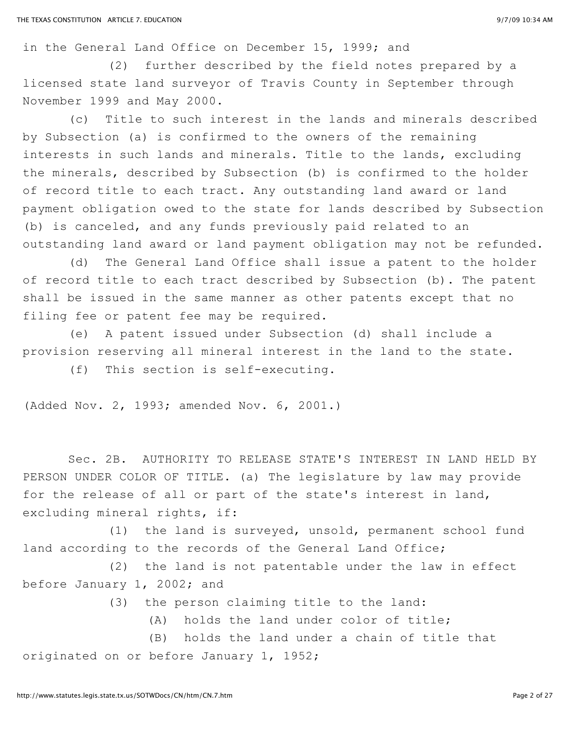in the General Land Office on December 15, 1999; and

(2) further described by the field notes prepared by a licensed state land surveyor of Travis County in September through November 1999 and May 2000.

(c) Title to such interest in the lands and minerals described by Subsection (a) is confirmed to the owners of the remaining interests in such lands and minerals. Title to the lands, excluding the minerals, described by Subsection (b) is confirmed to the holder of record title to each tract. Any outstanding land award or land payment obligation owed to the state for lands described by Subsection (b) is canceled, and any funds previously paid related to an outstanding land award or land payment obligation may not be refunded.

(d) The General Land Office shall issue a patent to the holder of record title to each tract described by Subsection (b). The patent shall be issued in the same manner as other patents except that no filing fee or patent fee may be required.

(e) A patent issued under Subsection (d) shall include a provision reserving all mineral interest in the land to the state.

(f) This section is self-executing.

(Added Nov. 2, 1993; amended Nov. 6, 2001.)

Sec. 2B. AUTHORITY TO RELEASE STATE'S INTEREST IN LAND HELD BY PERSON UNDER COLOR OF TITLE. (a) The legislature by law may provide for the release of all or part of the state's interest in land, excluding mineral rights, if:

(1) the land is surveyed, unsold, permanent school fund land according to the records of the General Land Office;

(2) the land is not patentable under the law in effect before January 1, 2002; and

(3) the person claiming title to the land:

(A) holds the land under color of title;

(B) holds the land under a chain of title that originated on or before January 1, 1952;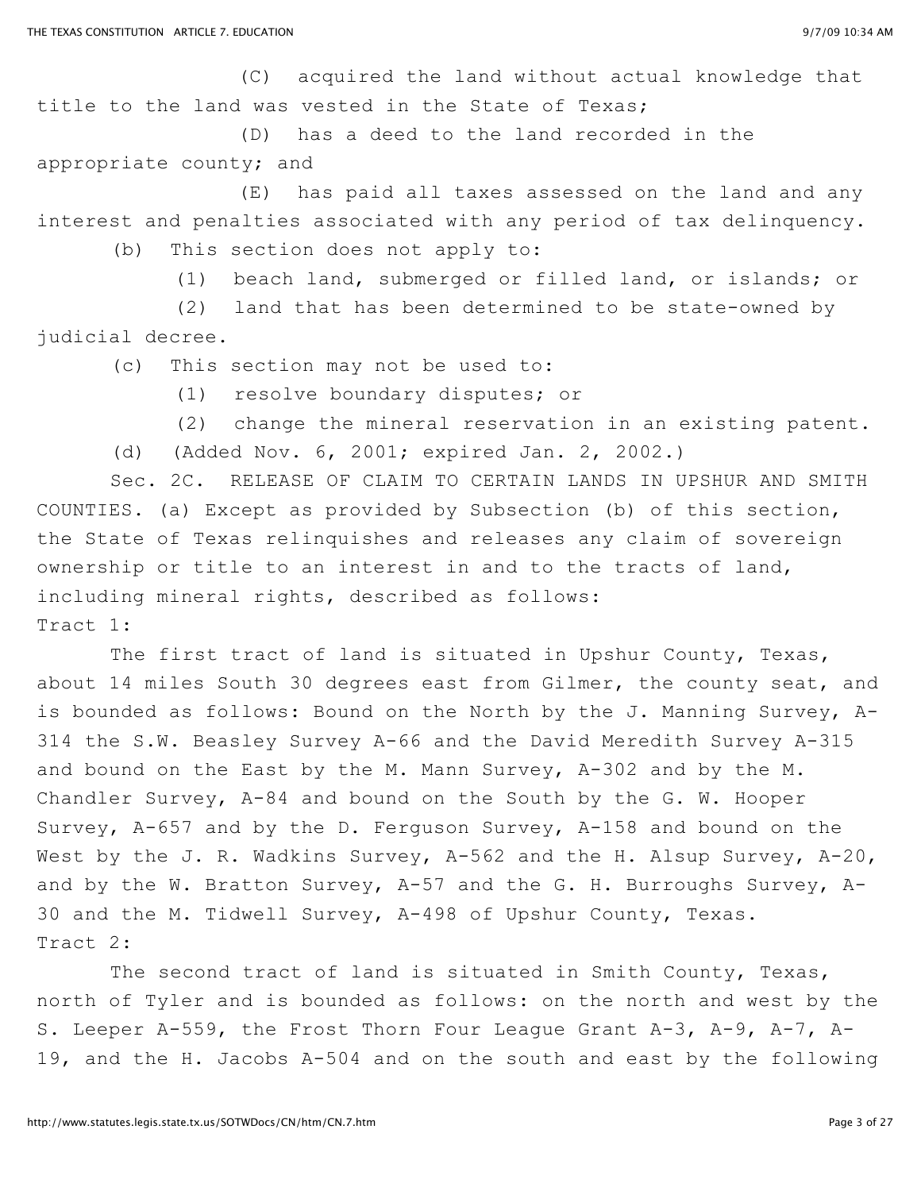(C) acquired the land without actual knowledge that title to the land was vested in the State of Texas;

(D) has a deed to the land recorded in the appropriate county; and

(E) has paid all taxes assessed on the land and any interest and penalties associated with any period of tax delinquency.

(b) This section does not apply to:

(1) beach land, submerged or filled land, or islands; or

(2) land that has been determined to be state-owned by judicial decree.

(c) This section may not be used to:

(1) resolve boundary disputes; or

(2) change the mineral reservation in an existing patent.

(d) (Added Nov. 6, 2001; expired Jan. 2, 2002.)

Sec. 2C. RELEASE OF CLAIM TO CERTAIN LANDS IN UPSHUR AND SMITH COUNTIES. (a) Except as provided by Subsection (b) of this section, the State of Texas relinquishes and releases any claim of sovereign ownership or title to an interest in and to the tracts of land, including mineral rights, described as follows:

Tract 1:

The first tract of land is situated in Upshur County, Texas, about 14 miles South 30 degrees east from Gilmer, the county seat, and is bounded as follows: Bound on the North by the J. Manning Survey, A-314 the S.W. Beasley Survey A-66 and the David Meredith Survey A-315 and bound on the East by the M. Mann Survey, A-302 and by the M. Chandler Survey, A-84 and bound on the South by the G. W. Hooper Survey, A-657 and by the D. Ferguson Survey, A-158 and bound on the West by the J. R. Wadkins Survey, A-562 and the H. Alsup Survey, A-20, and by the W. Bratton Survey, A-57 and the G. H. Burroughs Survey, A-30 and the M. Tidwell Survey, A-498 of Upshur County, Texas.

Tract 2:

The second tract of land is situated in Smith County, Texas, north of Tyler and is bounded as follows: on the north and west by the S. Leeper A-559, the Frost Thorn Four League Grant A-3, A-9, A-7, A-19, and the H. Jacobs A-504 and on the south and east by the following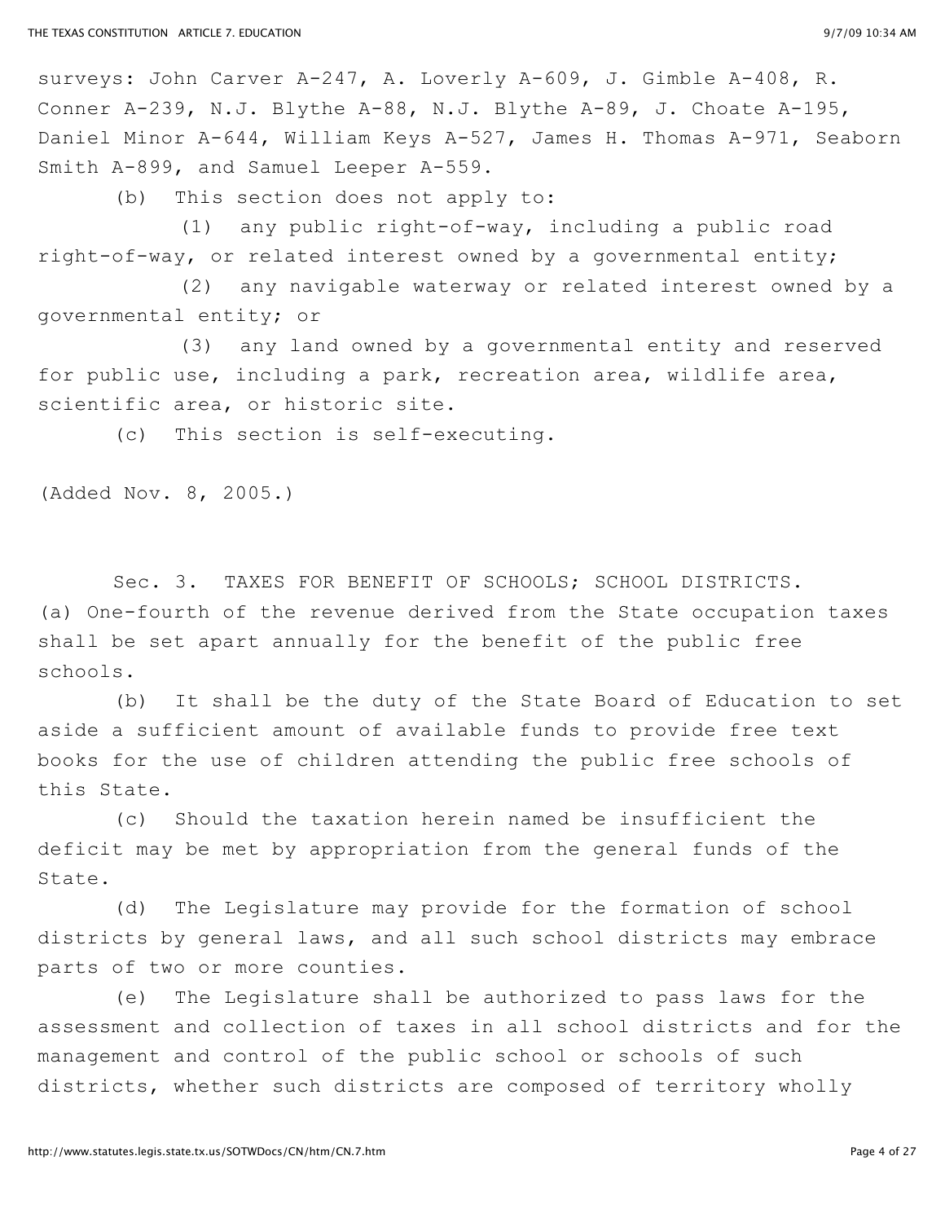surveys: John Carver A-247, A. Loverly A-609, J. Gimble A-408, R. Conner A-239, N.J. Blythe A-88, N.J. Blythe A-89, J. Choate A-195, Daniel Minor A-644, William Keys A-527, James H. Thomas A-971, Seaborn Smith A-899, and Samuel Leeper A-559.

(b) This section does not apply to:

(1) any public right-of-way, including a public road right-of-way, or related interest owned by a governmental entity;

(2) any navigable waterway or related interest owned by a governmental entity; or

(3) any land owned by a governmental entity and reserved for public use, including a park, recreation area, wildlife area, scientific area, or historic site.

(c) This section is self-executing.

(Added Nov. 8, 2005.)

Sec. 3. TAXES FOR BENEFIT OF SCHOOLS; SCHOOL DISTRICTS.

(a) One-fourth of the revenue derived from the State occupation taxes shall be set apart annually for the benefit of the public free schools.

(b) It shall be the duty of the State Board of Education to set aside a sufficient amount of available funds to provide free text books for the use of children attending the public free schools of this State.

(c) Should the taxation herein named be insufficient the deficit may be met by appropriation from the general funds of the State.

(d) The Legislature may provide for the formation of school districts by general laws, and all such school districts may embrace parts of two or more counties.

(e) The Legislature shall be authorized to pass laws for the assessment and collection of taxes in all school districts and for the management and control of the public school or schools of such districts, whether such districts are composed of territory wholly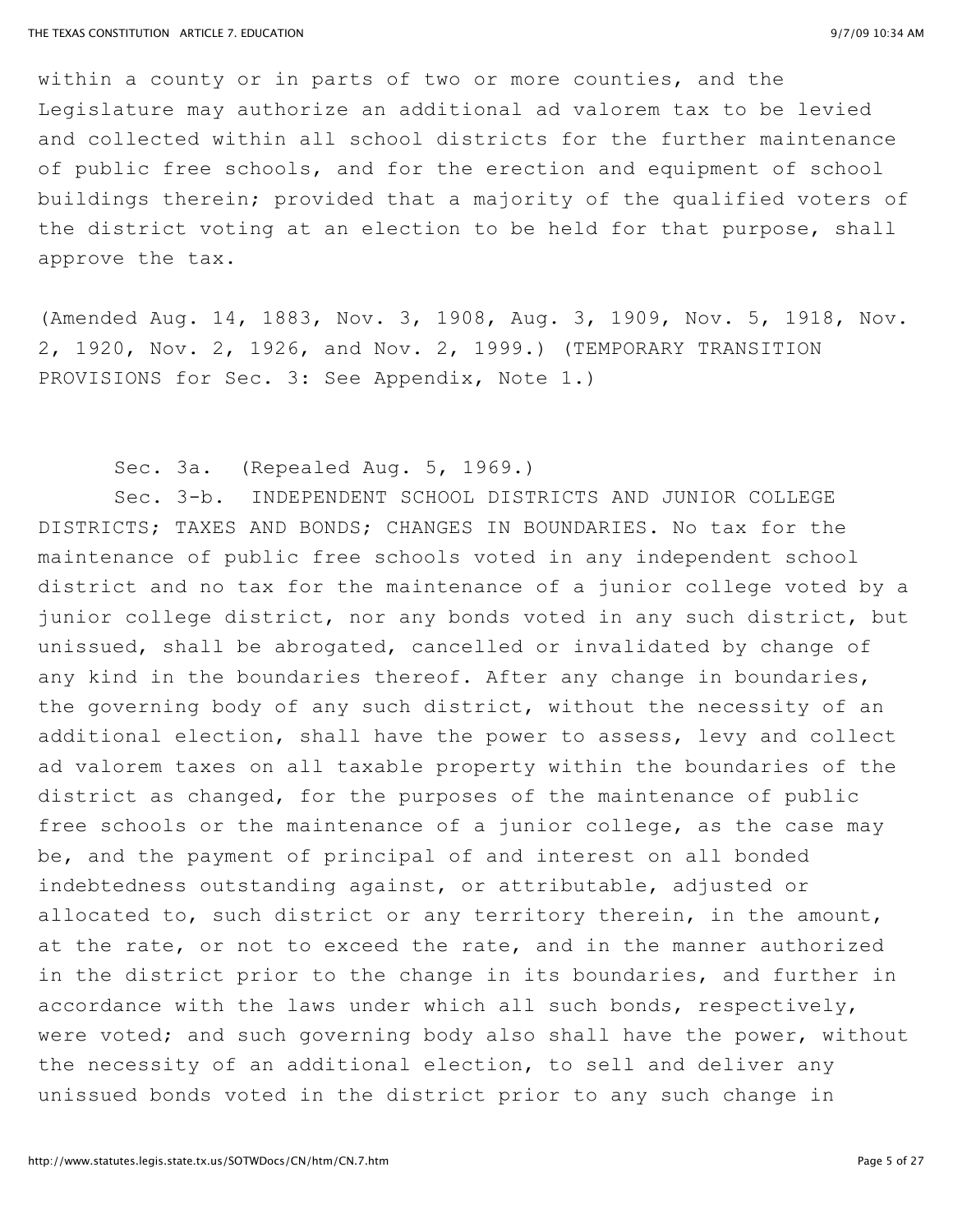within a county or in parts of two or more counties, and the Legislature may authorize an additional ad valorem tax to be levied and collected within all school districts for the further maintenance of public free schools, and for the erection and equipment of school buildings therein; provided that a majority of the qualified voters of the district voting at an election to be held for that purpose, shall approve the tax.

(Amended Aug. 14, 1883, Nov. 3, 1908, Aug. 3, 1909, Nov. 5, 1918, Nov. 2, 1920, Nov. 2, 1926, and Nov. 2, 1999.) (TEMPORARY TRANSITION PROVISIONS for Sec. 3: See Appendix, Note 1.)

Sec. 3a. (Repealed Aug. 5, 1969.)

Sec. 3-b. INDEPENDENT SCHOOL DISTRICTS AND JUNIOR COLLEGE DISTRICTS; TAXES AND BONDS; CHANGES IN BOUNDARIES. No tax for the maintenance of public free schools voted in any independent school district and no tax for the maintenance of a junior college voted by a junior college district, nor any bonds voted in any such district, but unissued, shall be abrogated, cancelled or invalidated by change of any kind in the boundaries thereof. After any change in boundaries, the governing body of any such district, without the necessity of an additional election, shall have the power to assess, levy and collect ad valorem taxes on all taxable property within the boundaries of the district as changed, for the purposes of the maintenance of public free schools or the maintenance of a junior college, as the case may be, and the payment of principal of and interest on all bonded indebtedness outstanding against, or attributable, adjusted or allocated to, such district or any territory therein, in the amount, at the rate, or not to exceed the rate, and in the manner authorized in the district prior to the change in its boundaries, and further in accordance with the laws under which all such bonds, respectively, were voted; and such governing body also shall have the power, without the necessity of an additional election, to sell and deliver any unissued bonds voted in the district prior to any such change in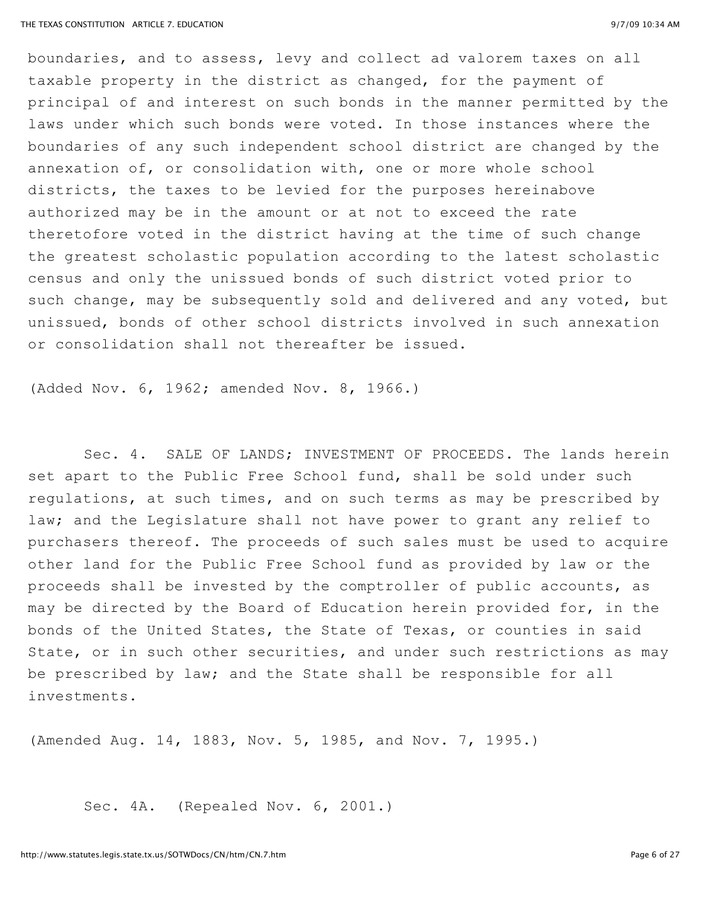boundaries, and to assess, levy and collect ad valorem taxes on all taxable property in the district as changed, for the payment of principal of and interest on such bonds in the manner permitted by the laws under which such bonds were voted. In those instances where the boundaries of any such independent school district are changed by the annexation of, or consolidation with, one or more whole school districts, the taxes to be levied for the purposes hereinabove authorized may be in the amount or at not to exceed the rate theretofore voted in the district having at the time of such change the greatest scholastic population according to the latest scholastic census and only the unissued bonds of such district voted prior to such change, may be subsequently sold and delivered and any voted, but unissued, bonds of other school districts involved in such annexation or consolidation shall not thereafter be issued.

(Added Nov. 6, 1962; amended Nov. 8, 1966.)

Sec. 4. SALE OF LANDS; INVESTMENT OF PROCEEDS. The lands herein set apart to the Public Free School fund, shall be sold under such regulations, at such times, and on such terms as may be prescribed by law; and the Legislature shall not have power to grant any relief to purchasers thereof. The proceeds of such sales must be used to acquire other land for the Public Free School fund as provided by law or the proceeds shall be invested by the comptroller of public accounts, as may be directed by the Board of Education herein provided for, in the bonds of the United States, the State of Texas, or counties in said State, or in such other securities, and under such restrictions as may be prescribed by law; and the State shall be responsible for all investments.

(Amended Aug. 14, 1883, Nov. 5, 1985, and Nov. 7, 1995.)

Sec. 4A. (Repealed Nov. 6, 2001.)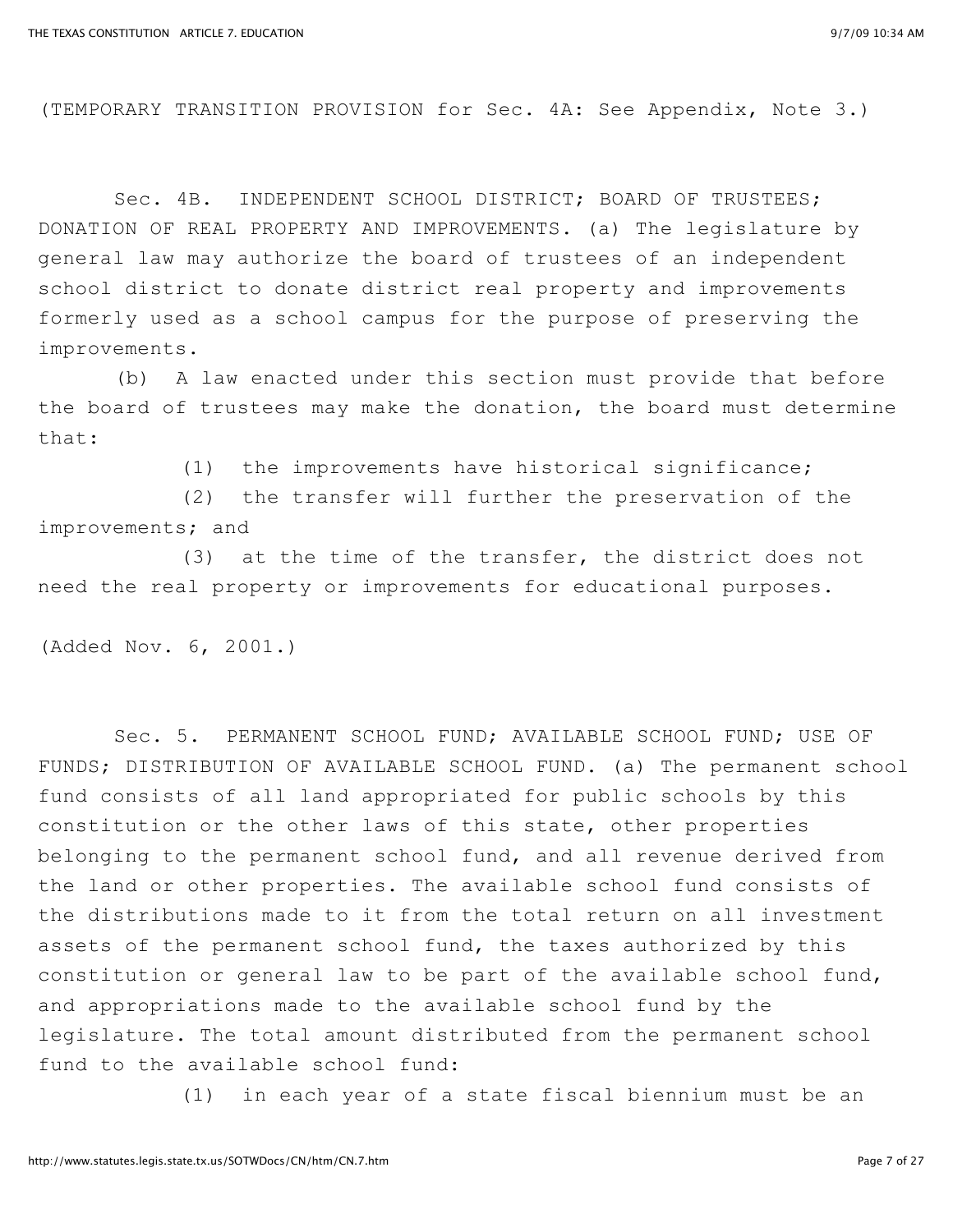(TEMPORARY TRANSITION PROVISION for Sec. 4A: See Appendix, Note 3.)

Sec. 4B. INDEPENDENT SCHOOL DISTRICT; BOARD OF TRUSTEES; DONATION OF REAL PROPERTY AND IMPROVEMENTS. (a) The legislature by general law may authorize the board of trustees of an independent school district to donate district real property and improvements formerly used as a school campus for the purpose of preserving the improvements.

(b) A law enacted under this section must provide that before the board of trustees may make the donation, the board must determine that:

(1) the improvements have historical significance;

(2) the transfer will further the preservation of the improvements; and

(3) at the time of the transfer, the district does not need the real property or improvements for educational purposes.

(Added Nov. 6, 2001.)

Sec. 5. PERMANENT SCHOOL FUND; AVAILABLE SCHOOL FUND; USE OF FUNDS; DISTRIBUTION OF AVAILABLE SCHOOL FUND. (a) The permanent school fund consists of all land appropriated for public schools by this constitution or the other laws of this state, other properties belonging to the permanent school fund, and all revenue derived from the land or other properties. The available school fund consists of the distributions made to it from the total return on all investment assets of the permanent school fund, the taxes authorized by this constitution or general law to be part of the available school fund, and appropriations made to the available school fund by the legislature. The total amount distributed from the permanent school fund to the available school fund:

(1) in each year of a state fiscal biennium must be an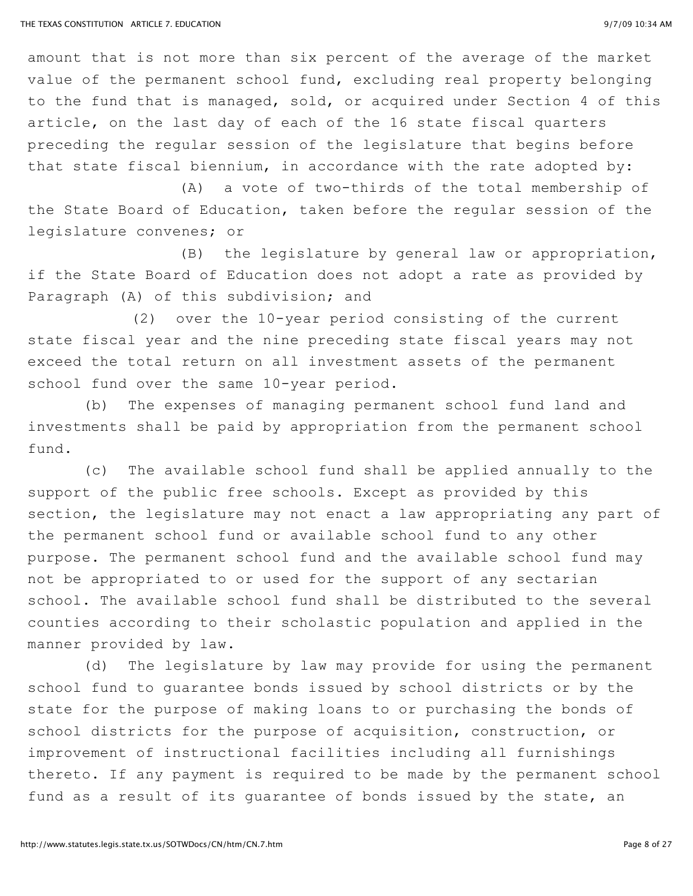amount that is not more than six percent of the average of the market value of the permanent school fund, excluding real property belonging to the fund that is managed, sold, or acquired under Section 4 of this article, on the last day of each of the 16 state fiscal quarters preceding the regular session of the legislature that begins before that state fiscal biennium, in accordance with the rate adopted by:

(A) a vote of two-thirds of the total membership of the State Board of Education, taken before the regular session of the legislature convenes; or

(B) the legislature by general law or appropriation, if the State Board of Education does not adopt a rate as provided by Paragraph (A) of this subdivision; and

(2) over the 10-year period consisting of the current state fiscal year and the nine preceding state fiscal years may not exceed the total return on all investment assets of the permanent school fund over the same 10-year period.

(b) The expenses of managing permanent school fund land and investments shall be paid by appropriation from the permanent school fund.

(c) The available school fund shall be applied annually to the support of the public free schools. Except as provided by this section, the legislature may not enact a law appropriating any part of the permanent school fund or available school fund to any other purpose. The permanent school fund and the available school fund may not be appropriated to or used for the support of any sectarian school. The available school fund shall be distributed to the several counties according to their scholastic population and applied in the manner provided by law.

(d) The legislature by law may provide for using the permanent school fund to guarantee bonds issued by school districts or by the state for the purpose of making loans to or purchasing the bonds of school districts for the purpose of acquisition, construction, or improvement of instructional facilities including all furnishings thereto. If any payment is required to be made by the permanent school fund as a result of its guarantee of bonds issued by the state, an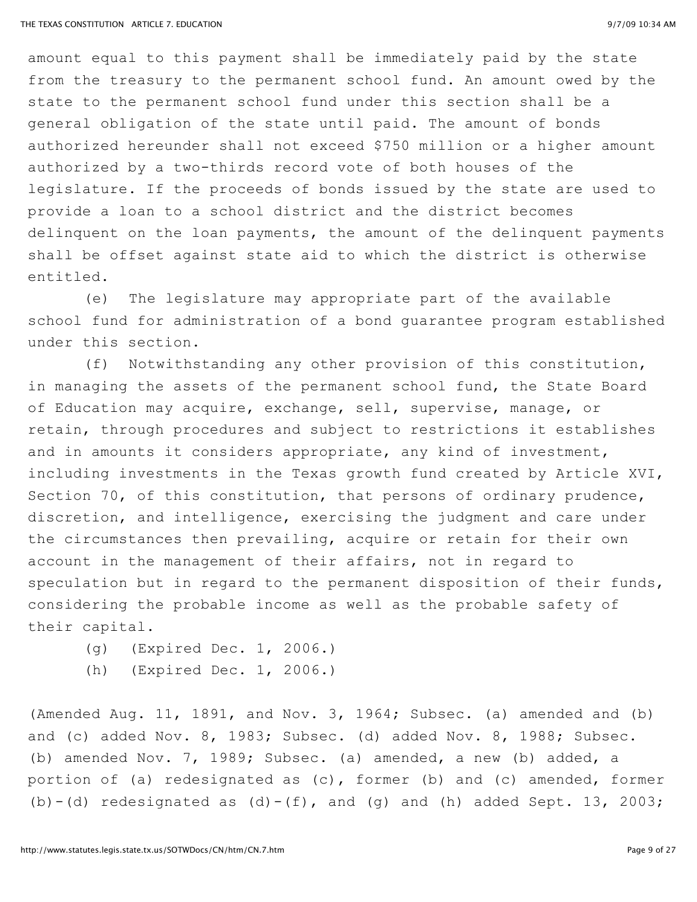amount equal to this payment shall be immediately paid by the state from the treasury to the permanent school fund. An amount owed by the state to the permanent school fund under this section shall be a general obligation of the state until paid. The amount of bonds authorized hereunder shall not exceed $750 million or a higher amount authorized by a two-thirds record vote of both houses of the legislature. If the proceeds of bonds issued by the state are used to provide a loan to a school district and the district becomes delinquent on the loan payments, the amount of the delinquent payments shall be offset against state aid to which the district is otherwise entitled.

(e) The legislature may appropriate part of the available school fund for administration of a bond guarantee program established under this section.

(f) Notwithstanding any other provision of this constitution, in managing the assets of the permanent school fund, the State Board of Education may acquire, exchange, sell, supervise, manage, or retain, through procedures and subject to restrictions it establishes and in amounts it considers appropriate, any kind of investment, including investments in the Texas growth fund created by Article XVI, Section 70, of this constitution, that persons of ordinary prudence, discretion, and intelligence, exercising the judgment and care under the circumstances then prevailing, acquire or retain for their own account in the management of their affairs, not in regard to speculation but in regard to the permanent disposition of their funds, considering the probable income as well as the probable safety of their capital.

(g) (Expired Dec. 1, 2006.)

(h) (Expired Dec. 1, 2006.)

(Amended Aug. 11, 1891, and Nov. 3, 1964; Subsec. (a) amended and (b) and (c) added Nov. 8, 1983; Subsec. (d) added Nov. 8, 1988; Subsec. (b) amended Nov. 7, 1989; Subsec. (a) amended, a new (b) added, a portion of (a) redesignated as (c), former (b) and (c) amended, former (b)-(d) redesignated as (d)-(f), and (g) and (h) added Sept. 13, 2003;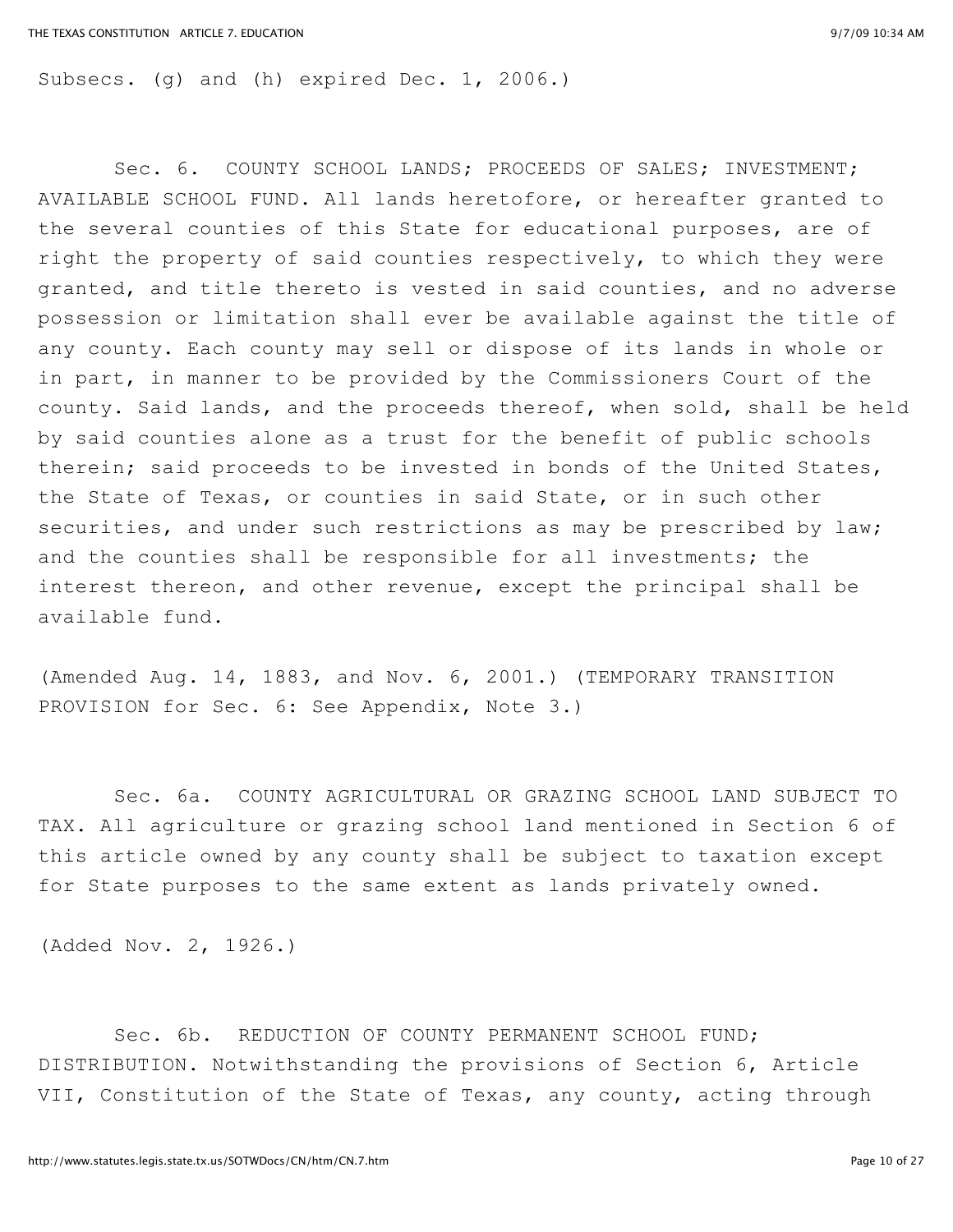Subsecs. (g) and (h) expired Dec. 1, 2006.)

Sec. 6. COUNTY SCHOOL LANDS; PROCEEDS OF SALES; INVESTMENT; AVAILABLE SCHOOL FUND. All lands heretofore, or hereafter granted to the several counties of this State for educational purposes, are of right the property of said counties respectively, to which they were granted, and title thereto is vested in said counties, and no adverse possession or limitation shall ever be available against the title of any county. Each county may sell or dispose of its lands in whole or in part, in manner to be provided by the Commissioners Court of the county. Said lands, and the proceeds thereof, when sold, shall be held by said counties alone as a trust for the benefit of public schools therein; said proceeds to be invested in bonds of the United States, the State of Texas, or counties in said State, or in such other securities, and under such restrictions as may be prescribed by law; and the counties shall be responsible for all investments; the interest thereon, and other revenue, except the principal shall be available fund.

(Amended Aug. 14, 1883, and Nov. 6, 2001.) (TEMPORARY TRANSITION PROVISION for Sec. 6: See Appendix, Note 3.)

Sec. 6a. COUNTY AGRICULTURAL OR GRAZING SCHOOL LAND SUBJECT TO TAX. All agriculture or grazing school land mentioned in Section 6 of this article owned by any county shall be subject to taxation except for State purposes to the same extent as lands privately owned.

(Added Nov. 2, 1926.)

Sec. 6b. REDUCTION OF COUNTY PERMANENT SCHOOL FUND; DISTRIBUTION. Notwithstanding the provisions of Section 6, Article VII, Constitution of the State of Texas, any county, acting through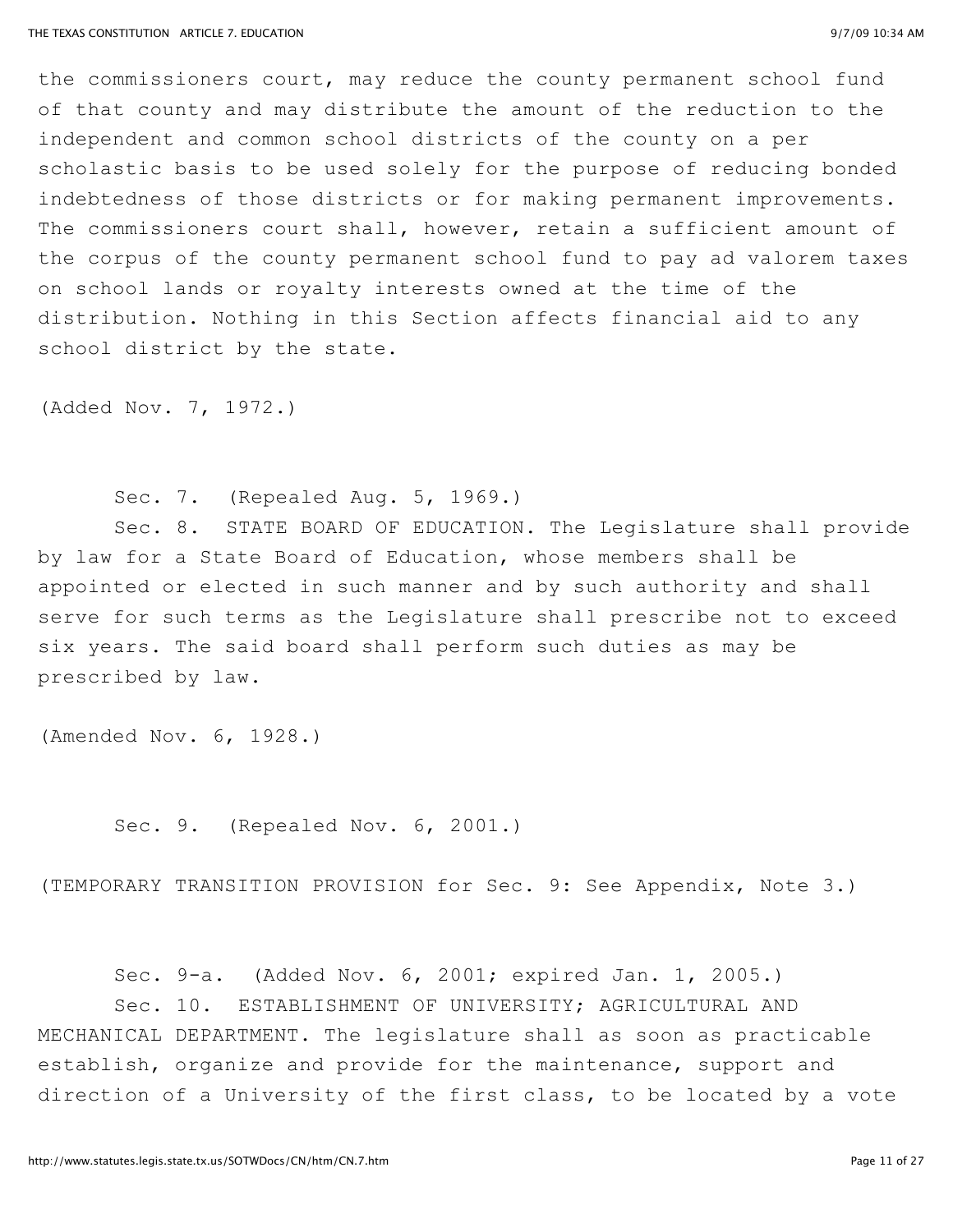the commissioners court, may reduce the county permanent school fund of that county and may distribute the amount of the reduction to the independent and common school districts of the county on a per scholastic basis to be used solely for the purpose of reducing bonded indebtedness of those districts or for making permanent improvements. The commissioners court shall, however, retain a sufficient amount of the corpus of the county permanent school fund to pay ad valorem taxes on school lands or royalty interests owned at the time of the distribution. Nothing in this Section affects financial aid to any school district by the state.

(Added Nov. 7, 1972.)

Sec. 7. (Repealed Aug. 5, 1969.)

Sec. 8. STATE BOARD OF EDUCATION. The Legislature shall provide by law for a State Board of Education, whose members shall be appointed or elected in such manner and by such authority and shall serve for such terms as the Legislature shall prescribe not to exceed six years. The said board shall perform such duties as may be prescribed by law.

(Amended Nov. 6, 1928.)

Sec. 9. (Repealed Nov. 6, 2001.)

(TEMPORARY TRANSITION PROVISION for Sec. 9: See Appendix, Note 3.)

Sec. 9-a. (Added Nov. 6, 2001; expired Jan. 1, 2005.)

Sec. 10. ESTABLISHMENT OF UNIVERSITY; AGRICULTURAL AND MECHANICAL DEPARTMENT. The legislature shall as soon as practicable establish, organize and provide for the maintenance, support and direction of a University of the first class, to be located by a vote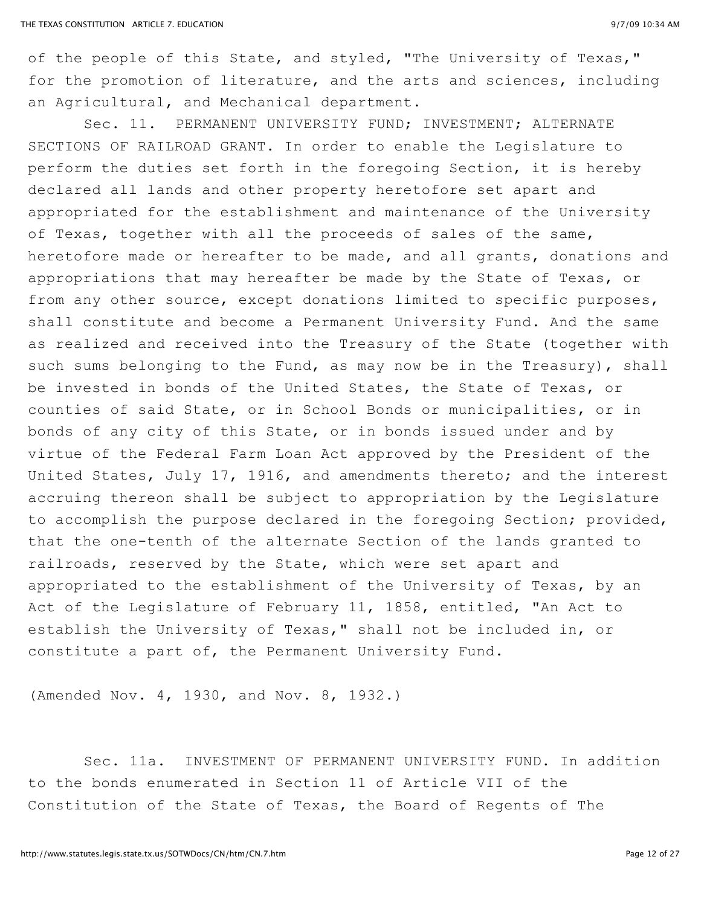of the people of this State, and styled, "The University of Texas," for the promotion of literature, and the arts and sciences, including an Agricultural, and Mechanical department.

Sec. 11. PERMANENT UNIVERSITY FUND; INVESTMENT; ALTERNATE SECTIONS OF RAILROAD GRANT. In order to enable the Legislature to perform the duties set forth in the foregoing Section, it is hereby declared all lands and other property heretofore set apart and appropriated for the establishment and maintenance of the University of Texas, together with all the proceeds of sales of the same, heretofore made or hereafter to be made, and all grants, donations and appropriations that may hereafter be made by the State of Texas, or from any other source, except donations limited to specific purposes, shall constitute and become a Permanent University Fund. And the same as realized and received into the Treasury of the State (together with such sums belonging to the Fund, as may now be in the Treasury), shall be invested in bonds of the United States, the State of Texas, or counties of said State, or in School Bonds or municipalities, or in bonds of any city of this State, or in bonds issued under and by virtue of the Federal Farm Loan Act approved by the President of the United States, July 17, 1916, and amendments thereto; and the interest accruing thereon shall be subject to appropriation by the Legislature to accomplish the purpose declared in the foregoing Section; provided, that the one-tenth of the alternate Section of the lands granted to railroads, reserved by the State, which were set apart and appropriated to the establishment of the University of Texas, by an Act of the Legislature of February 11, 1858, entitled, "An Act to establish the University of Texas," shall not be included in, or constitute a part of, the Permanent University Fund.

(Amended Nov. 4, 1930, and Nov. 8, 1932.)

Sec. 11a. INVESTMENT OF PERMANENT UNIVERSITY FUND. In addition to the bonds enumerated in Section 11 of Article VII of the Constitution of the State of Texas, the Board of Regents of The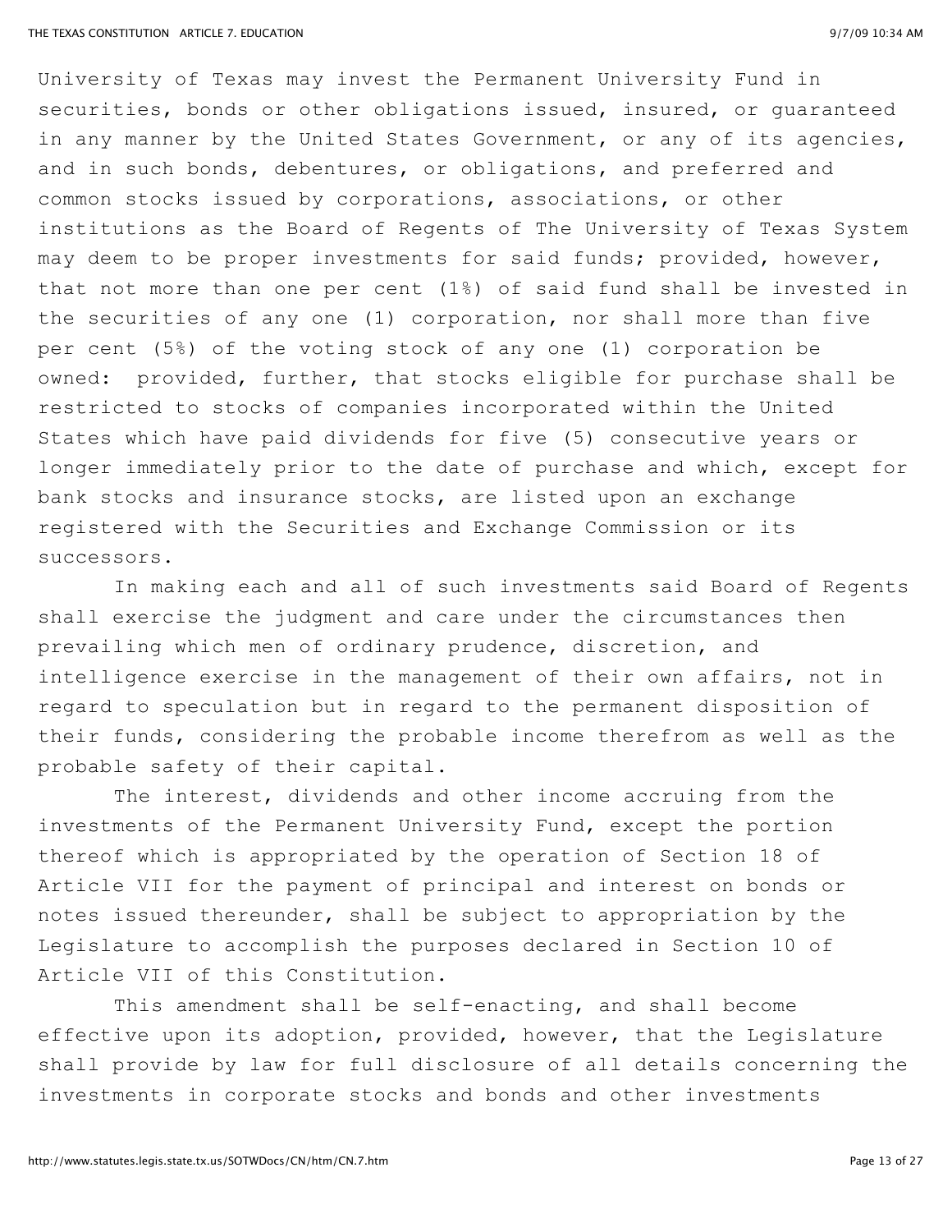University of Texas may invest the Permanent University Fund in securities, bonds or other obligations issued, insured, or guaranteed in any manner by the United States Government, or any of its agencies, and in such bonds, debentures, or obligations, and preferred and common stocks issued by corporations, associations, or other institutions as the Board of Regents of The University of Texas System may deem to be proper investments for said funds; provided, however, that not more than one per cent (1%) of said fund shall be invested in the securities of any one (1) corporation, nor shall more than five per cent (5%) of the voting stock of any one (1) corporation be owned: provided, further, that stocks eligible for purchase shall be restricted to stocks of companies incorporated within the United States which have paid dividends for five (5) consecutive years or longer immediately prior to the date of purchase and which, except for bank stocks and insurance stocks, are listed upon an exchange registered with the Securities and Exchange Commission or its successors.

In making each and all of such investments said Board of Regents shall exercise the judgment and care under the circumstances then prevailing which men of ordinary prudence, discretion, and intelligence exercise in the management of their own affairs, not in regard to speculation but in regard to the permanent disposition of their funds, considering the probable income therefrom as well as the probable safety of their capital.

The interest, dividends and other income accruing from the investments of the Permanent University Fund, except the portion thereof which is appropriated by the operation of Section 18 of Article VII for the payment of principal and interest on bonds or notes issued thereunder, shall be subject to appropriation by the Legislature to accomplish the purposes declared in Section 10 of Article VII of this Constitution.

This amendment shall be self-enacting, and shall become effective upon its adoption, provided, however, that the Legislature shall provide by law for full disclosure of all details concerning the investments in corporate stocks and bonds and other investments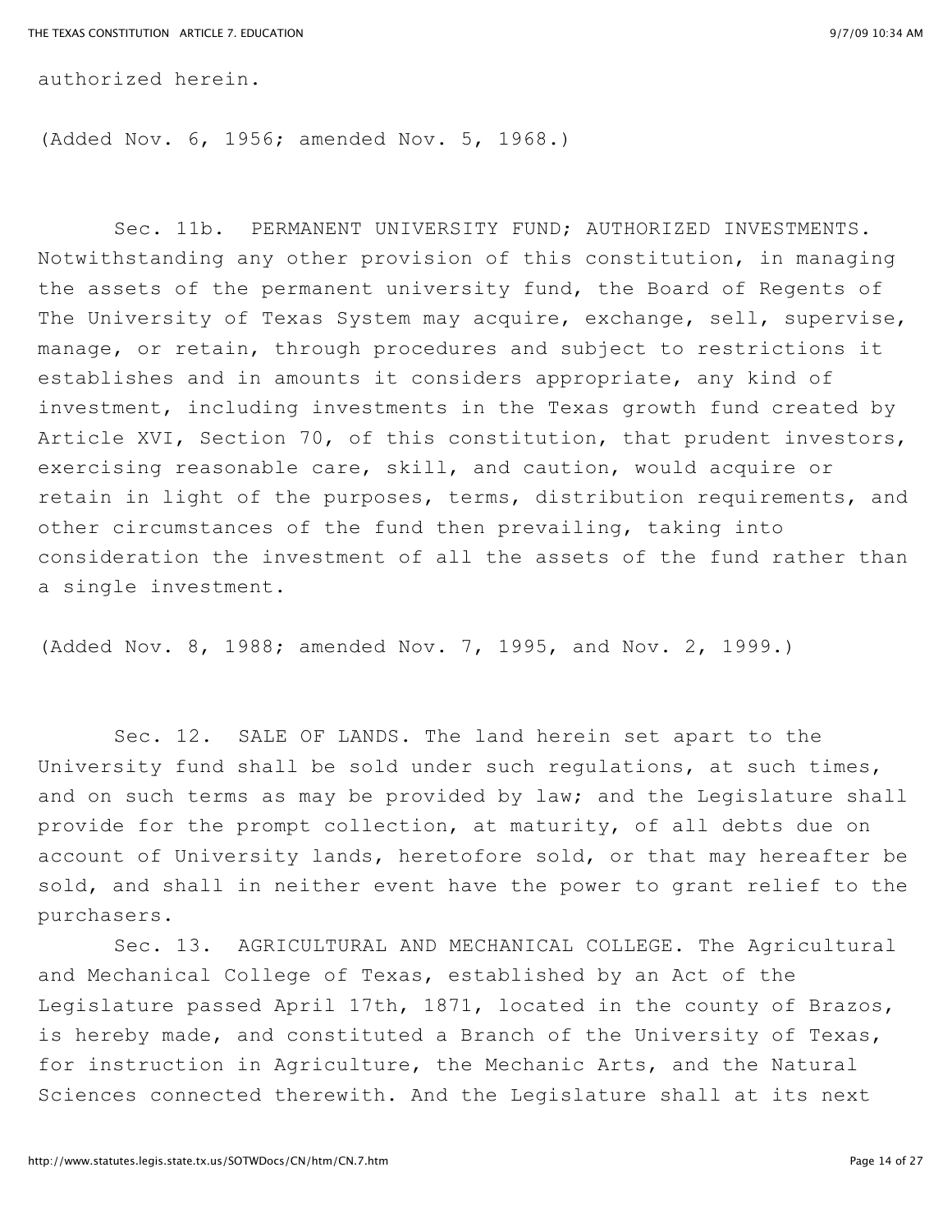authorized herein.

(Added Nov. 6, 1956; amended Nov. 5, 1968.)

Sec. 11b. PERMANENT UNIVERSITY FUND; AUTHORIZED INVESTMENTS. Notwithstanding any other provision of this constitution, in managing the assets of the permanent university fund, the Board of Regents of The University of Texas System may acquire, exchange, sell, supervise, manage, or retain, through procedures and subject to restrictions it establishes and in amounts it considers appropriate, any kind of investment, including investments in the Texas growth fund created by Article XVI, Section 70, of this constitution, that prudent investors, exercising reasonable care, skill, and caution, would acquire or retain in light of the purposes, terms, distribution requirements, and other circumstances of the fund then prevailing, taking into consideration the investment of all the assets of the fund rather than a single investment.

(Added Nov. 8, 1988; amended Nov. 7, 1995, and Nov. 2, 1999.)

Sec. 12. SALE OF LANDS. The land herein set apart to the University fund shall be sold under such regulations, at such times, and on such terms as may be provided by law; and the Legislature shall provide for the prompt collection, at maturity, of all debts due on account of University lands, heretofore sold, or that may hereafter be sold, and shall in neither event have the power to grant relief to the purchasers.

Sec. 13. AGRICULTURAL AND MECHANICAL COLLEGE. The Agricultural and Mechanical College of Texas, established by an Act of the Legislature passed April 17th, 1871, located in the county of Brazos, is hereby made, and constituted a Branch of the University of Texas, for instruction in Agriculture, the Mechanic Arts, and the Natural Sciences connected therewith. And the Legislature shall at its next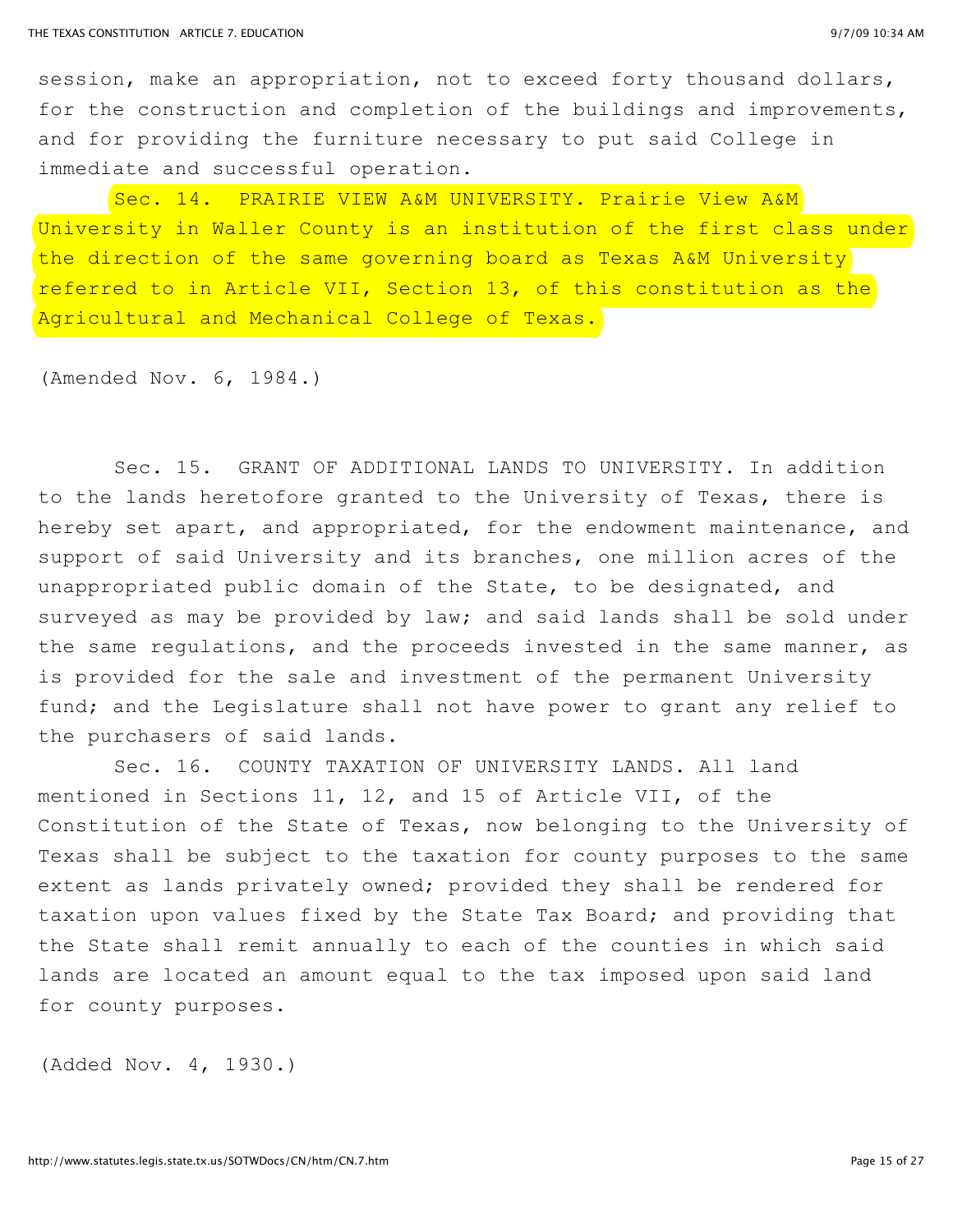session, make an appropriation, not to exceed forty thousand dollars, for the construction and completion of the buildings and improvements, and for providing the furniture necessary to put said College in immediate and successful operation.

Sec. 14. PRAIRIE VIEW A&M UNIVERSITY. Prairie View A&M University in Waller County is an institution of the first class under the direction of the same governing board as Texas A&M University referred to in Article VII, Section 13, of this constitution as the Agricultural and Mechanical College of Texas.

(Amended Nov. 6, 1984.)

Sec. 15. GRANT OF ADDITIONAL LANDS TO UNIVERSITY. In addition to the lands heretofore granted to the University of Texas, there is hereby set apart, and appropriated, for the endowment maintenance, and support of said University and its branches, one million acres of the unappropriated public domain of the State, to be designated, and surveyed as may be provided by law; and said lands shall be sold under the same regulations, and the proceeds invested in the same manner, as is provided for the sale and investment of the permanent University fund; and the Legislature shall not have power to grant any relief to the purchasers of said lands.

Sec. 16. COUNTY TAXATION OF UNIVERSITY LANDS. All land mentioned in Sections 11, 12, and 15 of Article VII, of the Constitution of the State of Texas, now belonging to the University of Texas shall be subject to the taxation for county purposes to the same extent as lands privately owned; provided they shall be rendered for taxation upon values fixed by the State Tax Board; and providing that the State shall remit annually to each of the counties in which said lands are located an amount equal to the tax imposed upon said land for county purposes.

(Added Nov. 4, 1930.)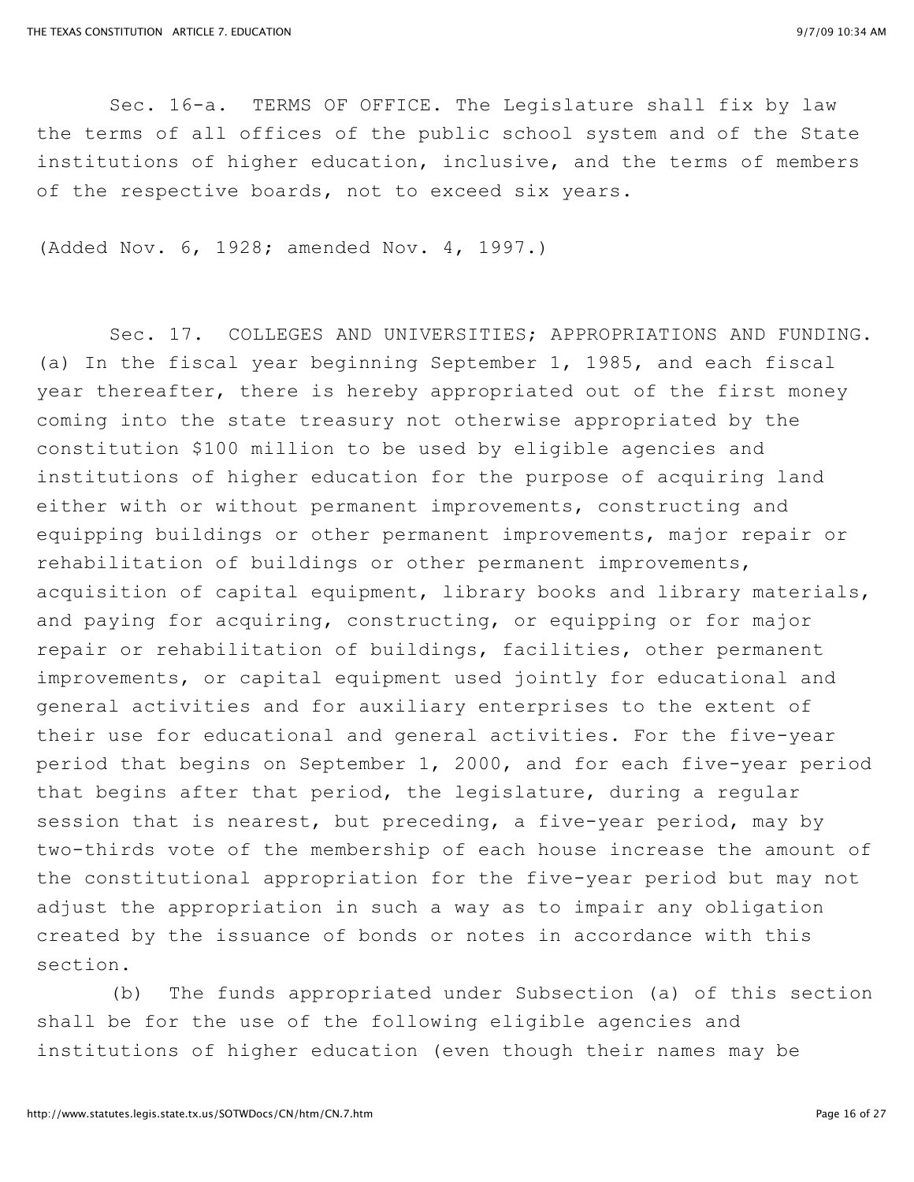Sec. 16-a. TERMS OF OFFICE. The Legislature shall fix by law the terms of all offices of the public school system and of the State institutions of higher education, inclusive, and the terms of members of the respective boards, not to exceed six years.

(Added Nov. 6, 1928; amended Nov. 4, 1997.)

Sec. 17. COLLEGES AND UNIVERSITIES; APPROPRIATIONS AND FUNDING. (a) In the fiscal year beginning September 1, 1985, and each fiscal year thereafter, there is hereby appropriated out of the first money coming into the state treasury not otherwise appropriated by the constitution $100 million to be used by eligible agencies and institutions of higher education for the purpose of acquiring land either with or without permanent improvements, constructing and equipping buildings or other permanent improvements, major repair or rehabilitation of buildings or other permanent improvements, acquisition of capital equipment, library books and library materials, and paying for acquiring, constructing, or equipping or for major repair or rehabilitation of buildings, facilities, other permanent improvements, or capital equipment used jointly for educational and general activities and for auxiliary enterprises to the extent of their use for educational and general activities. For the five-year period that begins on September 1, 2000, and for each five-year period that begins after that period, the legislature, during a regular session that is nearest, but preceding, a five-year period, may by two-thirds vote of the membership of each house increase the amount of the constitutional appropriation for the five-year period but may not adjust the appropriation in such a way as to impair any obligation created by the issuance of bonds or notes in accordance with this section.

(b) The funds appropriated under Subsection (a) of this section shall be for the use of the following eligible agencies and institutions of higher education (even though their names may be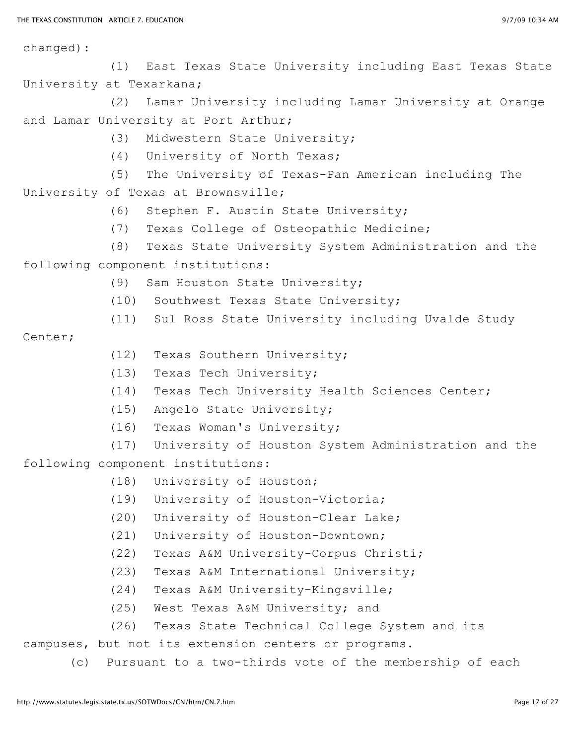changed):

(1) East Texas State University including East Texas State University at Texarkana;

(2) Lamar University including Lamar University at Orange and Lamar University at Port Arthur;

(3) Midwestern State University;

(4) University of North Texas;

(5) The University of Texas-Pan American including The University of Texas at Brownsville;

(6) Stephen F. Austin State University;

(7) Texas College of Osteopathic Medicine;

(8) Texas State University System Administration and the following component institutions:

(9) Sam Houston State University;

(10) Southwest Texas State University;

(11) Sul Ross State University including Uvalde Study Center;

(12) Texas Southern University;

(13) Texas Tech University;

(14) Texas Tech University Health Sciences Center;

(15) Angelo State University;

(16) Texas Woman's University;

(17) University of Houston System Administration and the following component institutions:

(18) University of Houston;

(19) University of Houston-Victoria;

(20) University of Houston-Clear Lake;

(21) University of Houston-Downtown;

(22) Texas A&M University-Corpus Christi;

(23) Texas A&M International University;

(24) Texas A&M University-Kingsville;

(25) West Texas A&M University; and

(26) Texas State Technical College System and its campuses, but not its extension centers or programs.

(c) Pursuant to a two-thirds vote of the membership of each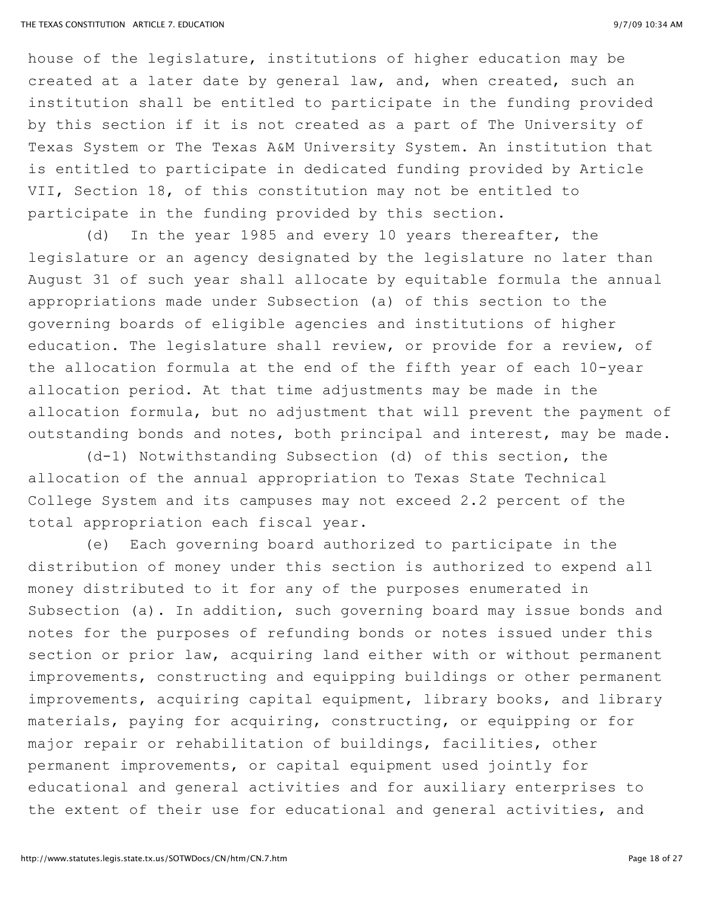house of the legislature, institutions of higher education may be created at a later date by general law, and, when created, such an institution shall be entitled to participate in the funding provided by this section if it is not created as a part of The University of Texas System or The Texas A&M University System. An institution that is entitled to participate in dedicated funding provided by Article VII, Section 18, of this constitution may not be entitled to participate in the funding provided by this section.

(d) In the year 1985 and every 10 years thereafter, the legislature or an agency designated by the legislature no later than August 31 of such year shall allocate by equitable formula the annual appropriations made under Subsection (a) of this section to the governing boards of eligible agencies and institutions of higher education. The legislature shall review, or provide for a review, of the allocation formula at the end of the fifth year of each 10-year allocation period. At that time adjustments may be made in the allocation formula, but no adjustment that will prevent the payment of outstanding bonds and notes, both principal and interest, may be made.

(d-1) Notwithstanding Subsection (d) of this section, the allocation of the annual appropriation to Texas State Technical College System and its campuses may not exceed 2.2 percent of the total appropriation each fiscal year.

(e) Each governing board authorized to participate in the distribution of money under this section is authorized to expend all money distributed to it for any of the purposes enumerated in Subsection (a). In addition, such governing board may issue bonds and notes for the purposes of refunding bonds or notes issued under this section or prior law, acquiring land either with or without permanent improvements, constructing and equipping buildings or other permanent improvements, acquiring capital equipment, library books, and library materials, paying for acquiring, constructing, or equipping or for major repair or rehabilitation of buildings, facilities, other permanent improvements, or capital equipment used jointly for educational and general activities and for auxiliary enterprises to the extent of their use for educational and general activities, and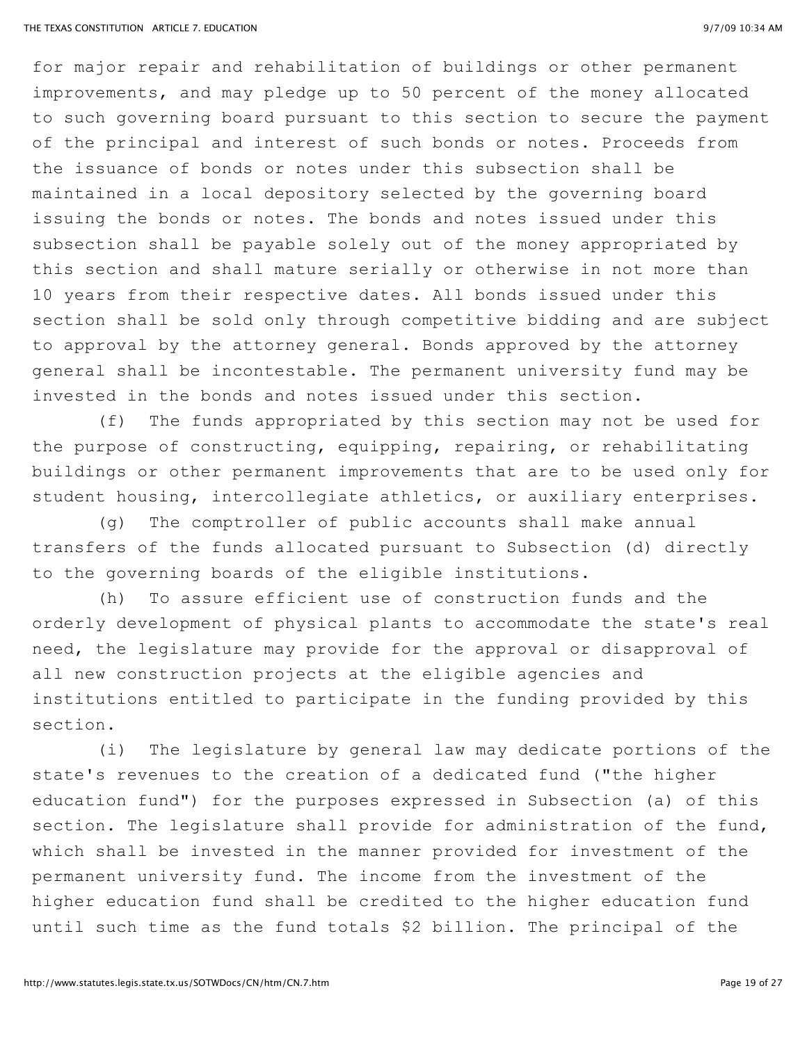for major repair and rehabilitation of buildings or other permanent improvements, and may pledge up to 50 percent of the money allocated to such governing board pursuant to this section to secure the payment of the principal and interest of such bonds or notes. Proceeds from the issuance of bonds or notes under this subsection shall be maintained in a local depository selected by the governing board issuing the bonds or notes. The bonds and notes issued under this subsection shall be payable solely out of the money appropriated by this section and shall mature serially or otherwise in not more than 10 years from their respective dates. All bonds issued under this section shall be sold only through competitive bidding and are subject to approval by the attorney general. Bonds approved by the attorney general shall be incontestable. The permanent university fund may be invested in the bonds and notes issued under this section.

(f) The funds appropriated by this section may not be used for the purpose of constructing, equipping, repairing, or rehabilitating buildings or other permanent improvements that are to be used only for student housing, intercollegiate athletics, or auxiliary enterprises.

(g) The comptroller of public accounts shall make annual transfers of the funds allocated pursuant to Subsection (d) directly to the governing boards of the eligible institutions.

(h) To assure efficient use of construction funds and the orderly development of physical plants to accommodate the state's real need, the legislature may provide for the approval or disapproval of all new construction projects at the eligible agencies and institutions entitled to participate in the funding provided by this section.

(i) The legislature by general law may dedicate portions of the state's revenues to the creation of a dedicated fund ("the higher education fund") for the purposes expressed in Subsection (a) of this section. The legislature shall provide for administration of the fund, which shall be invested in the manner provided for investment of the permanent university fund. The income from the investment of the higher education fund shall be credited to the higher education fund until such time as the fund totals $2 billion. The principal of the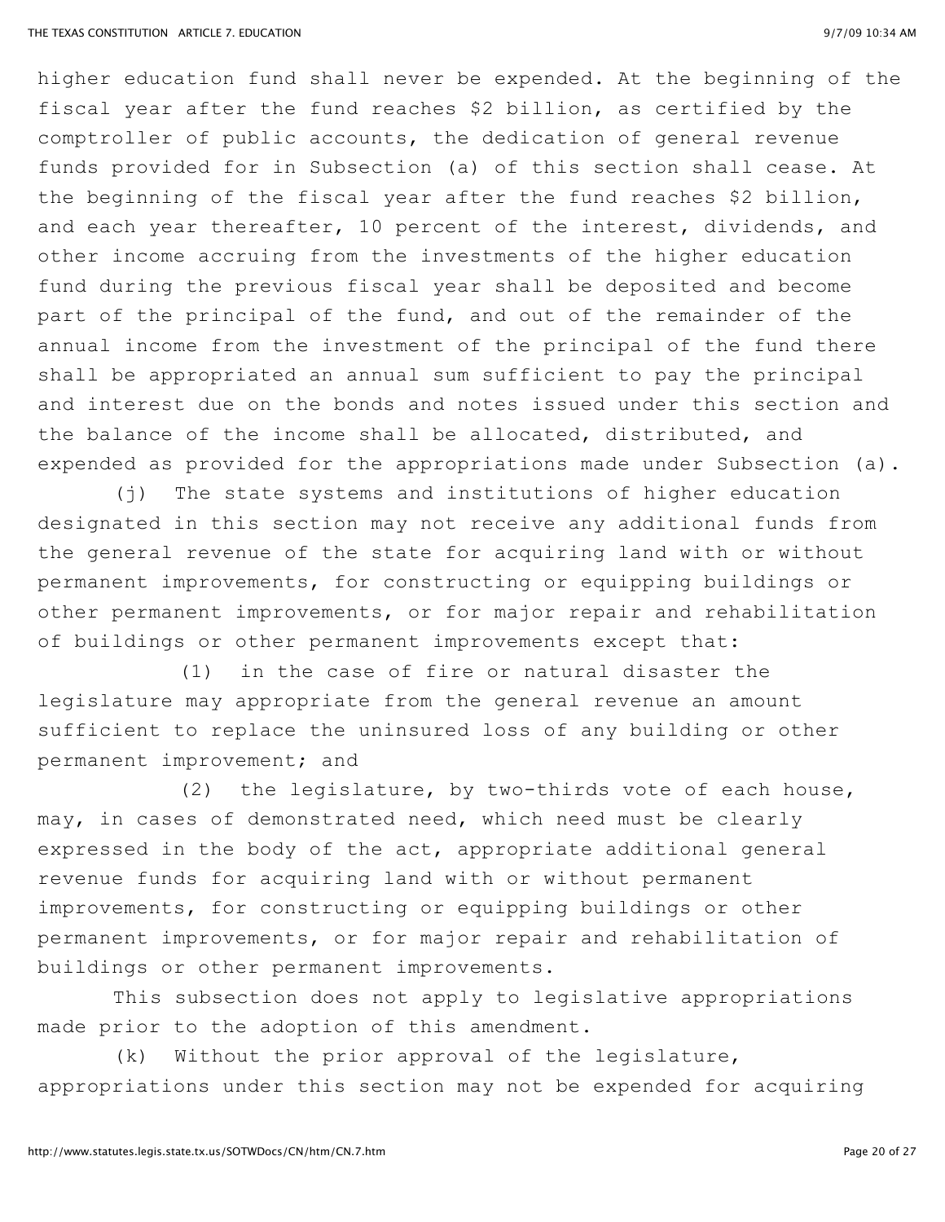higher education fund shall never be expended. At the beginning of the fiscal year after the fund reaches $2 billion, as certified by the comptroller of public accounts, the dedication of general revenue funds provided for in Subsection (a) of this section shall cease. At the beginning of the fiscal year after the fund reaches $2 billion, and each year thereafter, 10 percent of the interest, dividends, and other income accruing from the investments of the higher education fund during the previous fiscal year shall be deposited and become part of the principal of the fund, and out of the remainder of the annual income from the investment of the principal of the fund there shall be appropriated an annual sum sufficient to pay the principal and interest due on the bonds and notes issued under this section and the balance of the income shall be allocated, distributed, and expended as provided for the appropriations made under Subsection (a).

(j) The state systems and institutions of higher education designated in this section may not receive any additional funds from the general revenue of the state for acquiring land with or without permanent improvements, for constructing or equipping buildings or other permanent improvements, or for major repair and rehabilitation of buildings or other permanent improvements except that:

(1) in the case of fire or natural disaster the legislature may appropriate from the general revenue an amount sufficient to replace the uninsured loss of any building or other permanent improvement; and

(2) the legislature, by two-thirds vote of each house, may, in cases of demonstrated need, which need must be clearly expressed in the body of the act, appropriate additional general revenue funds for acquiring land with or without permanent improvements, for constructing or equipping buildings or other permanent improvements, or for major repair and rehabilitation of buildings or other permanent improvements.

This subsection does not apply to legislative appropriations made prior to the adoption of this amendment.

(k) Without the prior approval of the legislature, appropriations under this section may not be expended for acquiring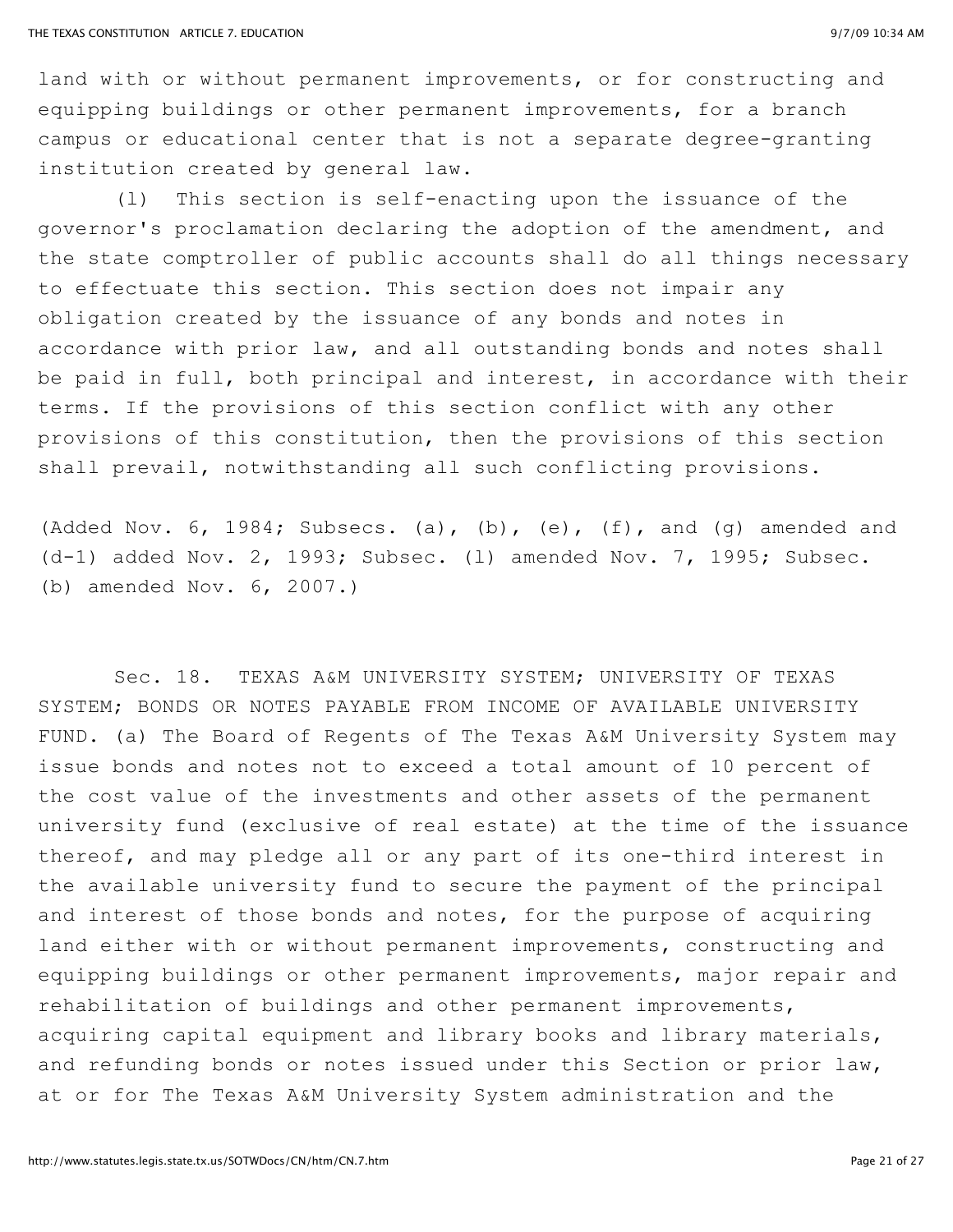land with or without permanent improvements, or for constructing and equipping buildings or other permanent improvements, for a branch campus or educational center that is not a separate degree-granting institution created by general law.

(l) This section is self-enacting upon the issuance of the governor's proclamation declaring the adoption of the amendment, and the state comptroller of public accounts shall do all things necessary to effectuate this section. This section does not impair any obligation created by the issuance of any bonds and notes in accordance with prior law, and all outstanding bonds and notes shall be paid in full, both principal and interest, in accordance with their terms. If the provisions of this section conflict with any other provisions of this constitution, then the provisions of this section shall prevail, notwithstanding all such conflicting provisions.

(Added Nov. 6, 1984; Subsecs. (a), (b), (e), (f), and (g) amended and (d-1) added Nov. 2, 1993; Subsec. (l) amended Nov. 7, 1995; Subsec. (b) amended Nov. 6, 2007.)

Sec. 18. TEXAS A&M UNIVERSITY SYSTEM; UNIVERSITY OF TEXAS SYSTEM; BONDS OR NOTES PAYABLE FROM INCOME OF AVAILABLE UNIVERSITY FUND. (a) The Board of Regents of The Texas A&M University System may issue bonds and notes not to exceed a total amount of 10 percent of the cost value of the investments and other assets of the permanent university fund (exclusive of real estate) at the time of the issuance thereof, and may pledge all or any part of its one-third interest in the available university fund to secure the payment of the principal and interest of those bonds and notes, for the purpose of acquiring land either with or without permanent improvements, constructing and equipping buildings or other permanent improvements, major repair and rehabilitation of buildings and other permanent improvements, acquiring capital equipment and library books and library materials, and refunding bonds or notes issued under this Section or prior law, at or for The Texas A&M University System administration and the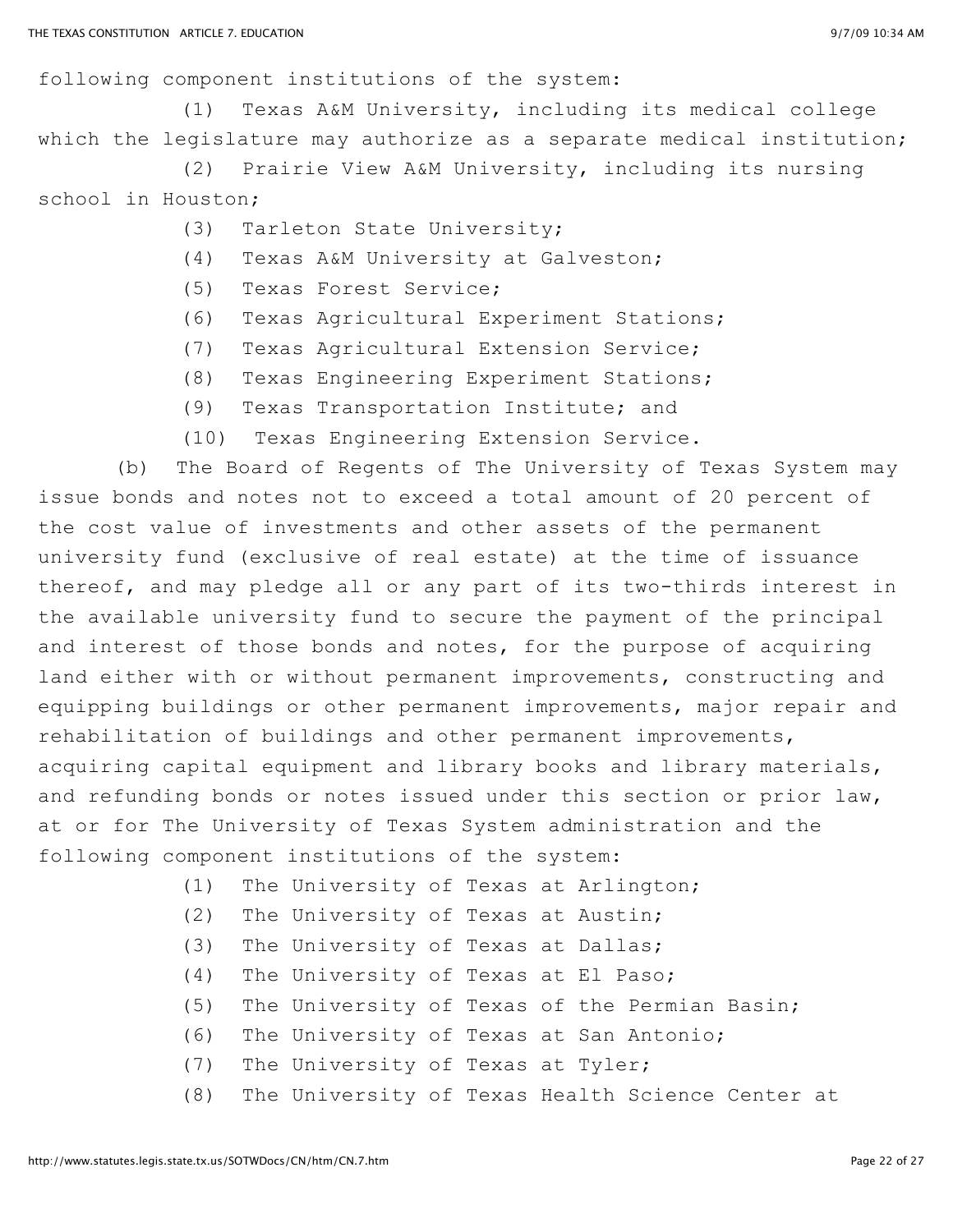following component institutions of the system:

(1) Texas A&M University, including its medical college which the legislature may authorize as a separate medical institution;

(2) Prairie View A&M University, including its nursing school in Houston;

(3) Tarleton State University;

(4) Texas A&M University at Galveston;

(5) Texas Forest Service;

(6) Texas Agricultural Experiment Stations;

(7) Texas Agricultural Extension Service;

(8) Texas Engineering Experiment Stations;

(9) Texas Transportation Institute; and

(10) Texas Engineering Extension Service.

(b) The Board of Regents of The University of Texas System may issue bonds and notes not to exceed a total amount of 20 percent of the cost value of investments and other assets of the permanent university fund (exclusive of real estate) at the time of issuance thereof, and may pledge all or any part of its two-thirds interest in the available university fund to secure the payment of the principal and interest of those bonds and notes, for the purpose of acquiring land either with or without permanent improvements, constructing and equipping buildings or other permanent improvements, major repair and rehabilitation of buildings and other permanent improvements, acquiring capital equipment and library books and library materials, and refunding bonds or notes issued under this section or prior law, at or for The University of Texas System administration and the following component institutions of the system:

(1) The University of Texas at Arlington;

(2) The University of Texas at Austin;

(3) The University of Texas at Dallas;

(4) The University of Texas at El Paso;

(5) The University of Texas of the Permian Basin;

(6) The University of Texas at San Antonio;

(7) The University of Texas at Tyler;

(8) The University of Texas Health Science Center at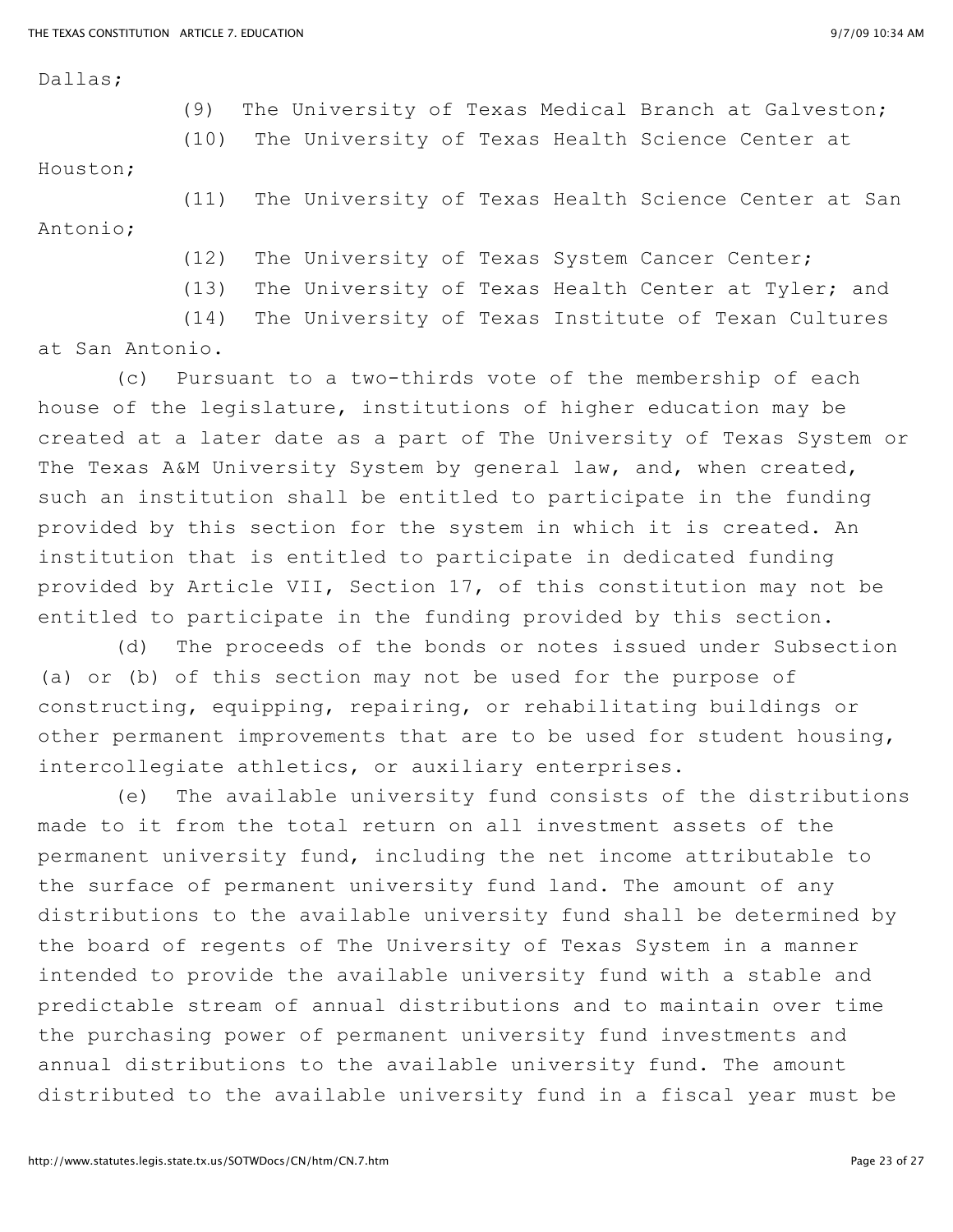Dallas;

(9) The University of Texas Medical Branch at Galveston;

(10) The University of Texas Health Science Center at Houston;

(11) The University of Texas Health Science Center at San Antonio;

(12) The University of Texas System Cancer Center;

(13) The University of Texas Health Center at Tyler; and

(14) The University of Texas Institute of Texan Cultures at San Antonio.

(c) Pursuant to a two-thirds vote of the membership of each house of the legislature, institutions of higher education may be created at a later date as a part of The University of Texas System or The Texas A&M University System by general law, and, when created, such an institution shall be entitled to participate in the funding provided by this section for the system in which it is created. An institution that is entitled to participate in dedicated funding provided by Article VII, Section 17, of this constitution may not be entitled to participate in the funding provided by this section.

(d) The proceeds of the bonds or notes issued under Subsection (a) or (b) of this section may not be used for the purpose of constructing, equipping, repairing, or rehabilitating buildings or other permanent improvements that are to be used for student housing, intercollegiate athletics, or auxiliary enterprises.

(e) The available university fund consists of the distributions made to it from the total return on all investment assets of the permanent university fund, including the net income attributable to the surface of permanent university fund land. The amount of any distributions to the available university fund shall be determined by the board of regents of The University of Texas System in a manner intended to provide the available university fund with a stable and predictable stream of annual distributions and to maintain over time the purchasing power of permanent university fund investments and annual distributions to the available university fund. The amount distributed to the available university fund in a fiscal year must be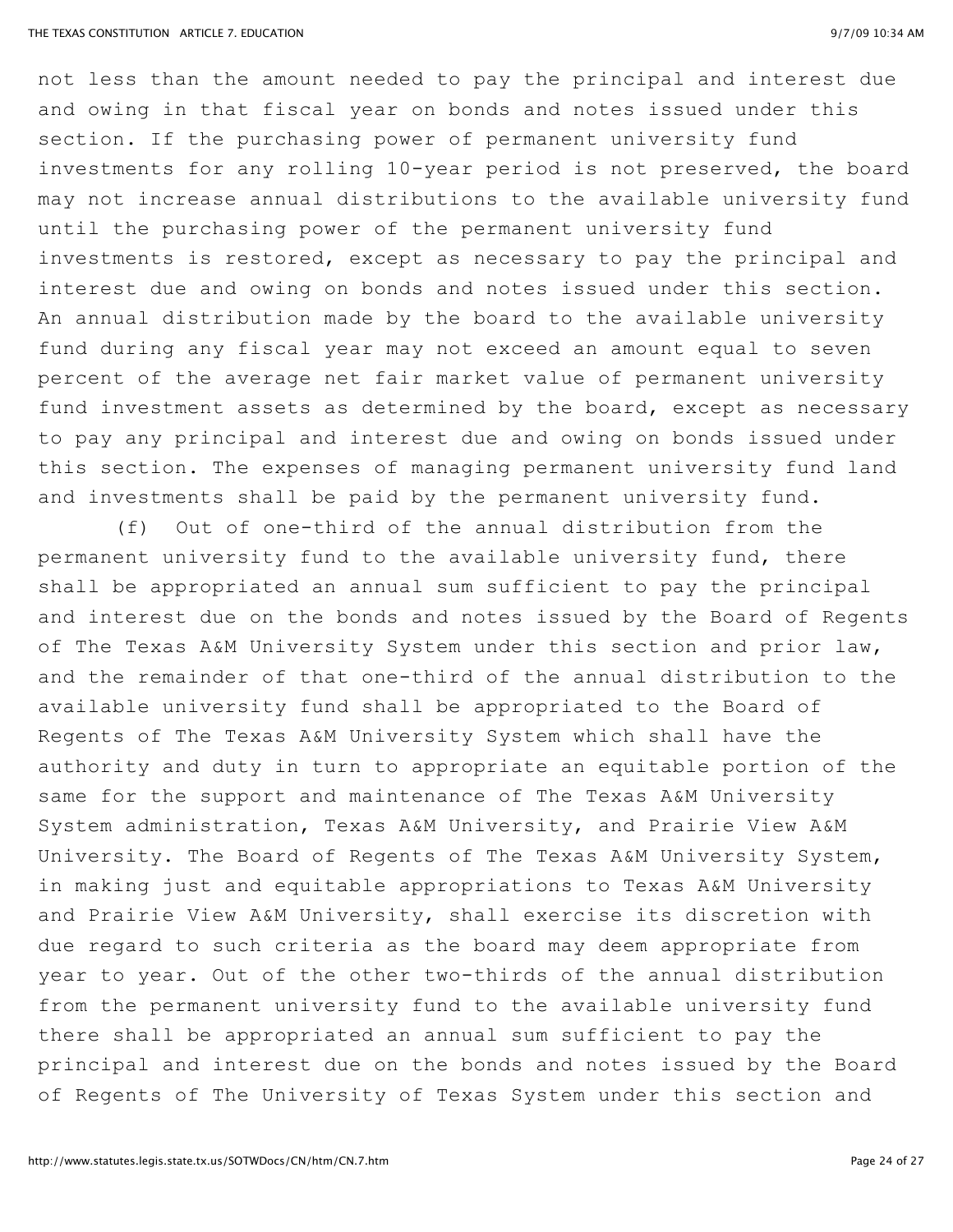not less than the amount needed to pay the principal and interest due and owing in that fiscal year on bonds and notes issued under this section. If the purchasing power of permanent university fund investments for any rolling 10-year period is not preserved, the board may not increase annual distributions to the available university fund until the purchasing power of the permanent university fund investments is restored, except as necessary to pay the principal and interest due and owing on bonds and notes issued under this section. An annual distribution made by the board to the available university fund during any fiscal year may not exceed an amount equal to seven percent of the average net fair market value of permanent university fund investment assets as determined by the board, except as necessary to pay any principal and interest due and owing on bonds issued under this section. The expenses of managing permanent university fund land and investments shall be paid by the permanent university fund.

(f) Out of one-third of the annual distribution from the permanent university fund to the available university fund, there shall be appropriated an annual sum sufficient to pay the principal and interest due on the bonds and notes issued by the Board of Regents of The Texas A&M University System under this section and prior law, and the remainder of that one-third of the annual distribution to the available university fund shall be appropriated to the Board of Regents of The Texas A&M University System which shall have the authority and duty in turn to appropriate an equitable portion of the same for the support and maintenance of The Texas A&M University System administration, Texas A&M University, and Prairie View A&M University. The Board of Regents of The Texas A&M University System, in making just and equitable appropriations to Texas A&M University and Prairie View A&M University, shall exercise its discretion with due regard to such criteria as the board may deem appropriate from year to year. Out of the other two-thirds of the annual distribution from the permanent university fund to the available university fund there shall be appropriated an annual sum sufficient to pay the principal and interest due on the bonds and notes issued by the Board of Regents of The University of Texas System under this section and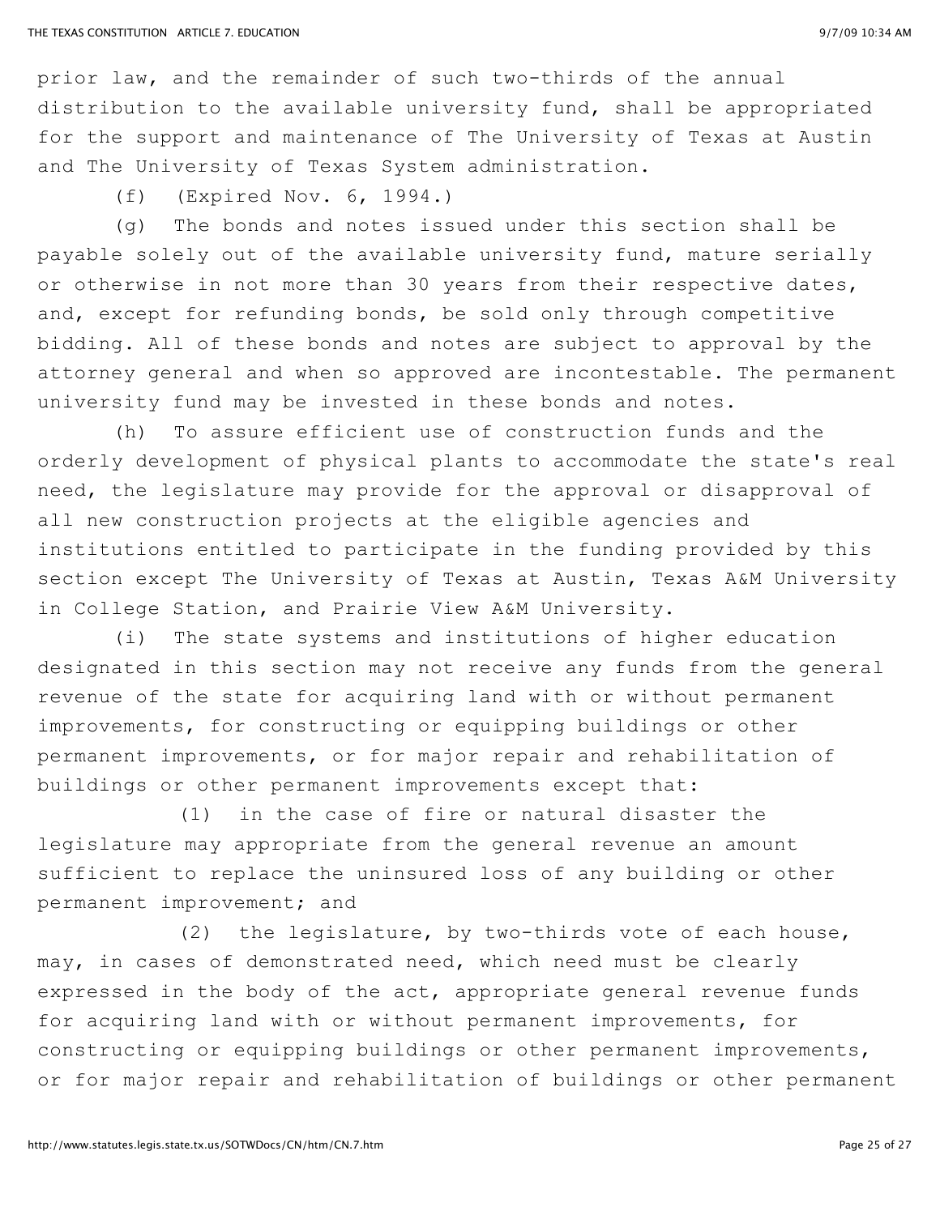prior law, and the remainder of such two-thirds of the annual distribution to the available university fund, shall be appropriated for the support and maintenance of The University of Texas at Austin and The University of Texas System administration.

(f) (Expired Nov. 6, 1994.)

(g) The bonds and notes issued under this section shall be payable solely out of the available university fund, mature serially or otherwise in not more than 30 years from their respective dates, and, except for refunding bonds, be sold only through competitive bidding. All of these bonds and notes are subject to approval by the attorney general and when so approved are incontestable. The permanent university fund may be invested in these bonds and notes.

(h) To assure efficient use of construction funds and the orderly development of physical plants to accommodate the state's real need, the legislature may provide for the approval or disapproval of all new construction projects at the eligible agencies and institutions entitled to participate in the funding provided by this section except The University of Texas at Austin, Texas A&M University in College Station, and Prairie View A&M University.

(i) The state systems and institutions of higher education designated in this section may not receive any funds from the general revenue of the state for acquiring land with or without permanent improvements, for constructing or equipping buildings or other permanent improvements, or for major repair and rehabilitation of buildings or other permanent improvements except that:

(1) in the case of fire or natural disaster the legislature may appropriate from the general revenue an amount sufficient to replace the uninsured loss of any building or other permanent improvement; and

(2) the legislature, by two-thirds vote of each house, may, in cases of demonstrated need, which need must be clearly expressed in the body of the act, appropriate general revenue funds for acquiring land with or without permanent improvements, for constructing or equipping buildings or other permanent improvements, or for major repair and rehabilitation of buildings or other permanent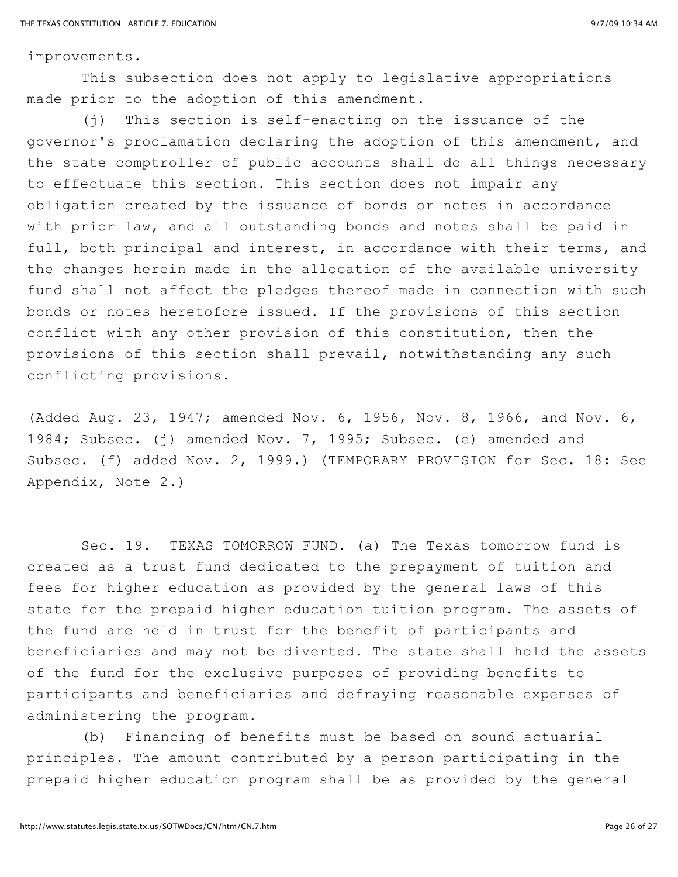improvements.

This subsection does not apply to legislative appropriations made prior to the adoption of this amendment.

(j) This section is self-enacting on the issuance of the governor's proclamation declaring the adoption of this amendment, and the state comptroller of public accounts shall do all things necessary to effectuate this section. This section does not impair any obligation created by the issuance of bonds or notes in accordance with prior law, and all outstanding bonds and notes shall be paid in full, both principal and interest, in accordance with their terms, and the changes herein made in the allocation of the available university fund shall not affect the pledges thereof made in connection with such bonds or notes heretofore issued. If the provisions of this section conflict with any other provision of this constitution, then the provisions of this section shall prevail, notwithstanding any such conflicting provisions.

(Added Aug. 23, 1947; amended Nov. 6, 1956, Nov. 8, 1966, and Nov. 6, 1984; Subsec. (j) amended Nov. 7, 1995; Subsec. (e) amended and Subsec. (f) added Nov. 2, 1999.) (TEMPORARY PROVISION for Sec. 18: See Appendix, Note 2.)

Sec. 19. TEXAS TOMORROW FUND. (a) The Texas tomorrow fund is created as a trust fund dedicated to the prepayment of tuition and fees for higher education as provided by the general laws of this state for the prepaid higher education tuition program. The assets of the fund are held in trust for the benefit of participants and beneficiaries and may not be diverted. The state shall hold the assets of the fund for the exclusive purposes of providing benefits to participants and beneficiaries and defraying reasonable expenses of administering the program.

(b) Financing of benefits must be based on sound actuarial principles. The amount contributed by a person participating in the prepaid higher education program shall be as provided by the general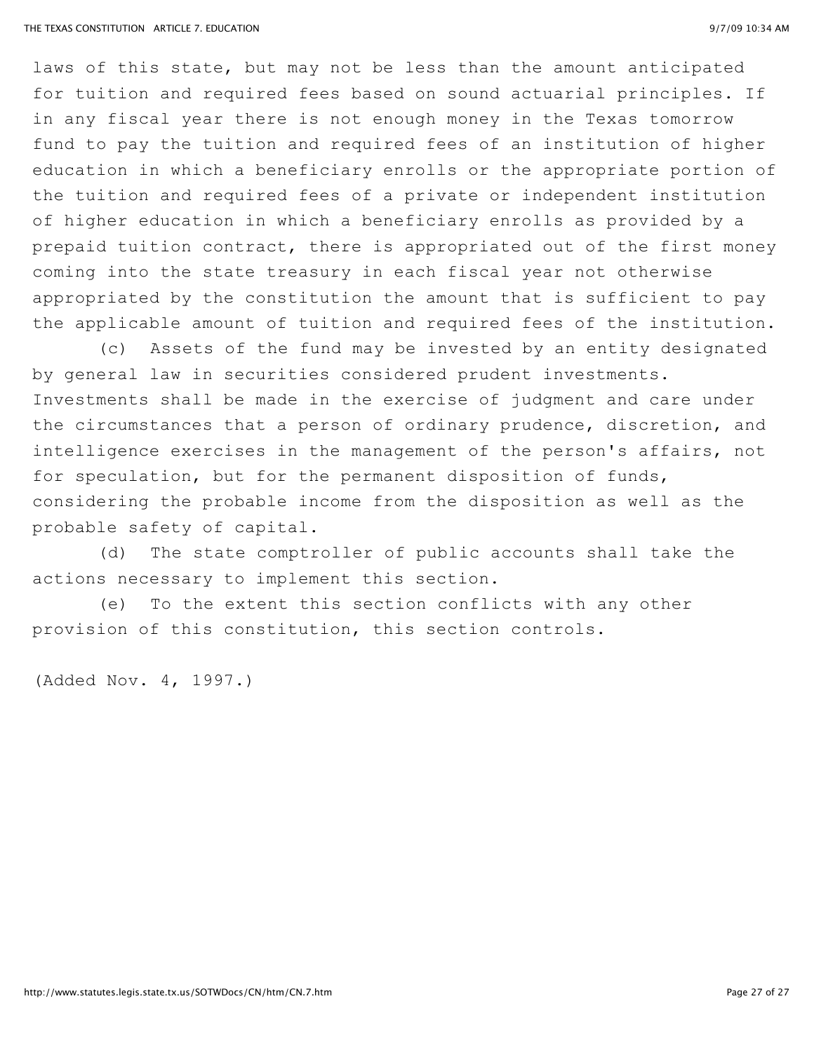laws of this state, but may not be less than the amount anticipated for tuition and required fees based on sound actuarial principles. If in any fiscal year there is not enough money in the Texas tomorrow fund to pay the tuition and required fees of an institution of higher education in which a beneficiary enrolls or the appropriate portion of the tuition and required fees of a private or independent institution of higher education in which a beneficiary enrolls as provided by a prepaid tuition contract, there is appropriated out of the first money coming into the state treasury in each fiscal year not otherwise appropriated by the constitution the amount that is sufficient to pay the applicable amount of tuition and required fees of the institution.

(c) Assets of the fund may be invested by an entity designated by general law in securities considered prudent investments. Investments shall be made in the exercise of judgment and care under the circumstances that a person of ordinary prudence, discretion, and intelligence exercises in the management of the person's affairs, not for speculation, but for the permanent disposition of funds, considering the probable income from the disposition as well as the probable safety of capital.

(d) The state comptroller of public accounts shall take the actions necessary to implement this section.

(e) To the extent this section conflicts with any other provision of this constitution, this section controls.

(Added Nov. 4, 1997.)